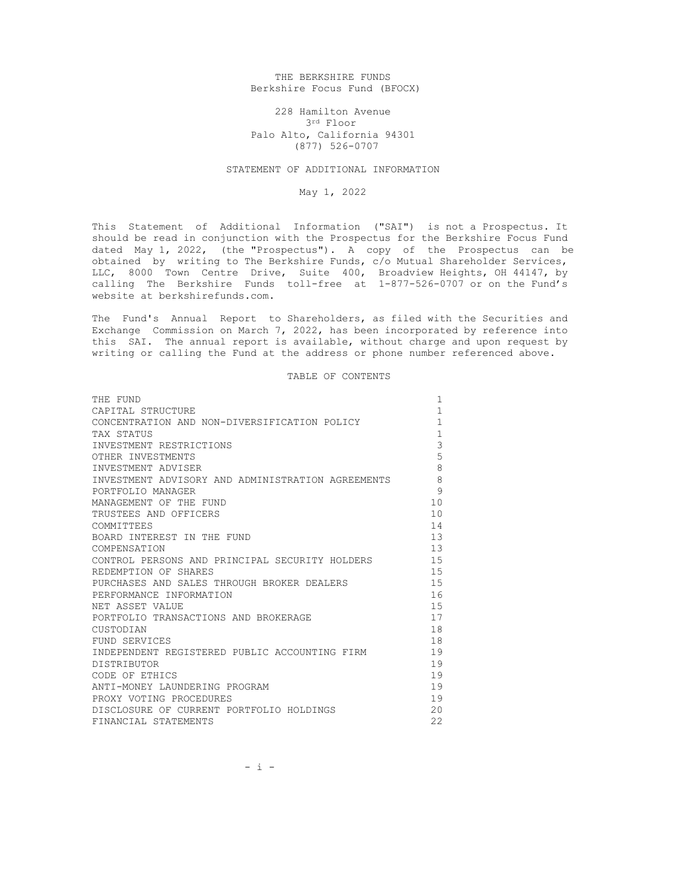THE BERKSHIRE FUNDS
Berkshire Focus Fund (BFOCX)

228 Hamilton Avenue
3rd Floor
Palo Alto, California 94301
(877) 526-0707

STATEMENT OF ADDITIONAL INFORMATION

May 1, 2022

This Statement of Additional Information ("SAI") is not a Prospectus. It should be read in conjunction with the Prospectus for the Berkshire Focus Fund dated May 1, 2022, (the "Prospectus"). A copy of the Prospectus can be obtained by writing to The Berkshire Funds, c/o Mutual Shareholder Services, LLC, 8000 Town Centre Drive, Suite 400, Broadview Heights, OH 44147, by calling The Berkshire Funds toll-free at 1-877-526-0707 or on the Fund's website at berkshirefunds.com.

The Fund's Annual Report to Shareholders, as filed with the Securities and Exchange Commission on March 7, 2022, has been incorporated by reference into this SAI. The annual report is available, without charge and upon request by writing or calling the Fund at the address or phone number referenced above.

TABLE OF CONTENTS

| | |
|---|---|
| THE FUND | 1 |
| CAPITAL STRUCTURE | 1 |
| CONCENTRATION AND NON-DIVERSIFICATION POLICY | 1 |
| TAX STATUS | 1 |
| INVESTMENT RESTRICTIONS | 3 |
| OTHER INVESTMENTS | 5 |
| INVESTMENT ADVISER | 8 |
| INVESTMENT ADVISORY AND ADMINISTRATION AGREEMENTS | 8 |
| PORTFOLIO MANAGER | 9 |
| MANAGEMENT OF THE FUND | 10 |
| TRUSTEES AND OFFICERS | 10 |
| COMMITTEES | 14 |
| BOARD INTEREST IN THE FUND | 13 |
| COMPENSATION | 13 |
| CONTROL PERSONS AND PRINCIPAL SECURITY HOLDERS | 15 |
| REDEMPTION OF SHARES | 15 |
| PURCHASES AND SALES THROUGH BROKER DEALERS | 15 |
| PERFORMANCE INFORMATION | 16 |
| NET ASSET VALUE | 15 |
| PORTFOLIO TRANSACTIONS AND BROKERAGE | 17 |
| CUSTODIAN | 18 |
| FUND SERVICES | 18 |
| INDEPENDENT REGISTERED PUBLIC ACCOUNTING FIRM | 19 |
| DISTRIBUTOR | 19 |
| CODE OF ETHICS | 19 |
| ANTI-MONEY LAUNDERING PROGRAM | 19 |
| PROXY VOTING PROCEDURES | 19 |
| DISCLOSURE OF CURRENT PORTFOLIO HOLDINGS | 20 |
| FINANCIAL STATEMENTS | 22 |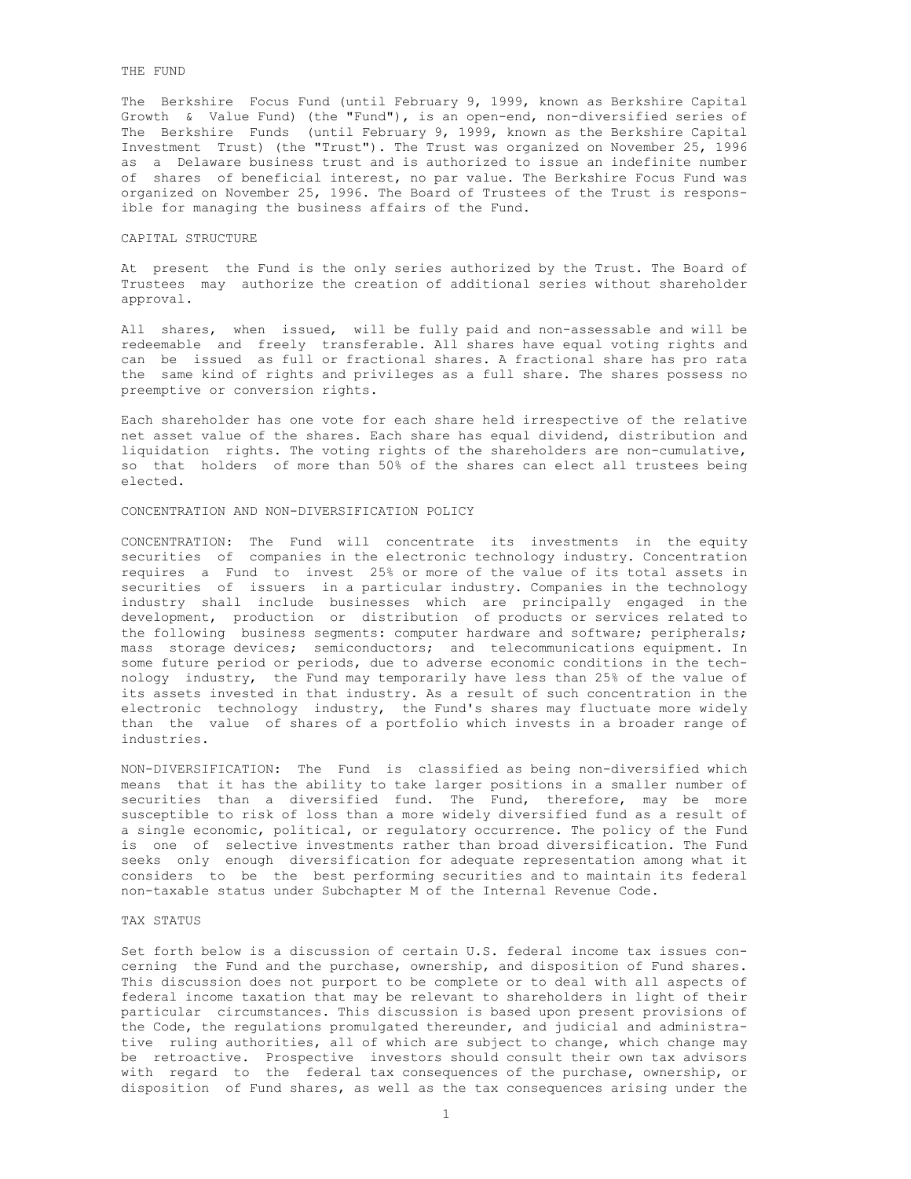## THE FUND

The Berkshire Focus Fund (until February 9, 1999, known as Berkshire Capital Growth & Value Fund) (the "Fund"), is an open-end, non-diversified series of The Berkshire Funds (until February 9, 1999, known as the Berkshire Capital Investment Trust) (the "Trust"). The Trust was organized on November 25, 1996 as a Delaware business trust and is authorized to issue an indefinite number of shares of beneficial interest, no par value. The Berkshire Focus Fund was organized on November 25, 1996. The Board of Trustees of the Trust is responsible for managing the business affairs of the Fund.

## CAPITAL STRUCTURE

At present the Fund is the only series authorized by the Trust. The Board of Trustees may authorize the creation of additional series without shareholder approval.

All shares, when issued, will be fully paid and non-assessable and will be redeemable and freely transferable. All shares have equal voting rights and can be issued as full or fractional shares. A fractional share has pro rata the same kind of rights and privileges as a full share. The shares possess no preemptive or conversion rights.

Each shareholder has one vote for each share held irrespective of the relative net asset value of the shares. Each share has equal dividend, distribution and liquidation rights. The voting rights of the shareholders are non-cumulative, so that holders of more than 50% of the shares can elect all trustees being elected.

## CONCENTRATION AND NON-DIVERSIFICATION POLICY

CONCENTRATION: The Fund will concentrate its investments in the equity securities of companies in the electronic technology industry. Concentration requires a Fund to invest 25% or more of the value of its total assets in securities of issuers in a particular industry. Companies in the technology industry shall include businesses which are principally engaged in the development, production or distribution of products or services related to the following business segments: computer hardware and software; peripherals; mass storage devices; semiconductors; and telecommunications equipment. In some future period or periods, due to adverse economic conditions in the technology industry, the Fund may temporarily have less than 25% of the value of its assets invested in that industry. As a result of such concentration in the electronic technology industry, the Fund's shares may fluctuate more widely than the value of shares of a portfolio which invests in a broader range of industries.

NON-DIVERSIFICATION: The Fund is classified as being non-diversified which means that it has the ability to take larger positions in a smaller number of securities than a diversified fund. The Fund, therefore, may be more susceptible to risk of loss than a more widely diversified fund as a result of a single economic, political, or regulatory occurrence. The policy of the Fund is one of selective investments rather than broad diversification. The Fund seeks only enough diversification for adequate representation among what it considers to be the best performing securities and to maintain its federal non-taxable status under Subchapter M of the Internal Revenue Code.

## TAX STATUS

Set forth below is a discussion of certain U.S. federal income tax issues concerning the Fund and the purchase, ownership, and disposition of Fund shares. This discussion does not purport to be complete or to deal with all aspects of federal income taxation that may be relevant to shareholders in light of their particular circumstances. This discussion is based upon present provisions of the Code, the regulations promulgated thereunder, and judicial and administrative ruling authorities, all of which are subject to change, which change may be retroactive. Prospective investors should consult their own tax advisors with regard to the federal tax consequences of the purchase, ownership, or disposition of Fund shares, as well as the tax consequences arising under the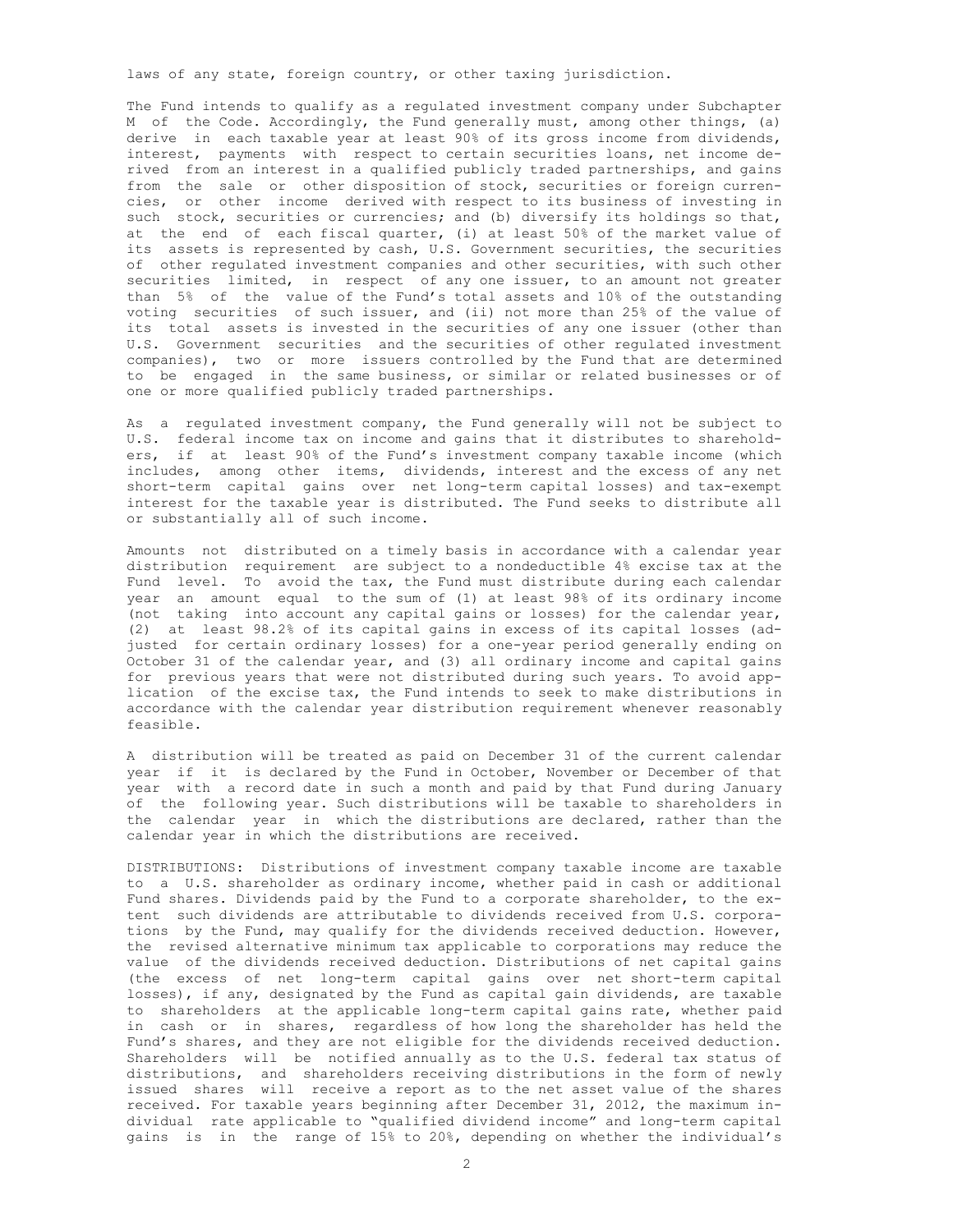laws of any state, foreign country, or other taxing jurisdiction.

The Fund intends to qualify as a regulated investment company under Subchapter M of the Code. Accordingly, the Fund generally must, among other things, (a) derive in each taxable year at least 90% of its gross income from dividends, interest, payments with respect to certain securities loans, net income derived from an interest in a qualified publicly traded partnerships, and gains from the sale or other disposition of stock, securities or foreign currencies, or other income derived with respect to its business of investing in such stock, securities or currencies; and (b) diversify its holdings so that, at the end of each fiscal quarter, (i) at least 50% of the market value of its assets is represented by cash, U.S. Government securities, the securities of other regulated investment companies and other securities, with such other securities limited, in respect of any one issuer, to an amount not greater than 5% of the value of the Fund's total assets and 10% of the outstanding voting securities of such issuer, and (ii) not more than 25% of the value of its total assets is invested in the securities of any one issuer (other than U.S. Government securities and the securities of other regulated investment companies), two or more issuers controlled by the Fund that are determined to be engaged in the same business, or similar or related businesses or of one or more qualified publicly traded partnerships.

As a regulated investment company, the Fund generally will not be subject to U.S. federal income tax on income and gains that it distributes to shareholders, if at least 90% of the Fund's investment company taxable income (which includes, among other items, dividends, interest and the excess of any net short-term capital gains over net long-term capital losses) and tax-exempt interest for the taxable year is distributed. The Fund seeks to distribute all or substantially all of such income.

Amounts not distributed on a timely basis in accordance with a calendar year distribution requirement are subject to a nondeductible 4% excise tax at the Fund level. To avoid the tax, the Fund must distribute during each calendar year an amount equal to the sum of (1) at least 98% of its ordinary income (not taking into account any capital gains or losses) for the calendar year, (2) at least 98.2% of its capital gains in excess of its capital losses (adjusted for certain ordinary losses) for a one-year period generally ending on October 31 of the calendar year, and (3) all ordinary income and capital gains for previous years that were not distributed during such years. To avoid application of the excise tax, the Fund intends to seek to make distributions in accordance with the calendar year distribution requirement whenever reasonably feasible.

A distribution will be treated as paid on December 31 of the current calendar year if it is declared by the Fund in October, November or December of that year with a record date in such a month and paid by that Fund during January of the following year. Such distributions will be taxable to shareholders in the calendar year in which the distributions are declared, rather than the calendar year in which the distributions are received.

DISTRIBUTIONS: Distributions of investment company taxable income are taxable to a U.S. shareholder as ordinary income, whether paid in cash or additional Fund shares. Dividends paid by the Fund to a corporate shareholder, to the extent such dividends are attributable to dividends received from U.S. corporations by the Fund, may qualify for the dividends received deduction. However, the revised alternative minimum tax applicable to corporations may reduce the value of the dividends received deduction. Distributions of net capital gains (the excess of net long-term capital gains over net short-term capital losses), if any, designated by the Fund as capital gain dividends, are taxable to shareholders at the applicable long-term capital gains rate, whether paid in cash or in shares, regardless of how long the shareholder has held the Fund's shares, and they are not eligible for the dividends received deduction. Shareholders will be notified annually as to the U.S. federal tax status of distributions, and shareholders receiving distributions in the form of newly issued shares will receive a report as to the net asset value of the shares received. For taxable years beginning after December 31, 2012, the maximum individual rate applicable to "qualified dividend income" and long-term capital gains is in the range of 15% to 20%, depending on whether the individual's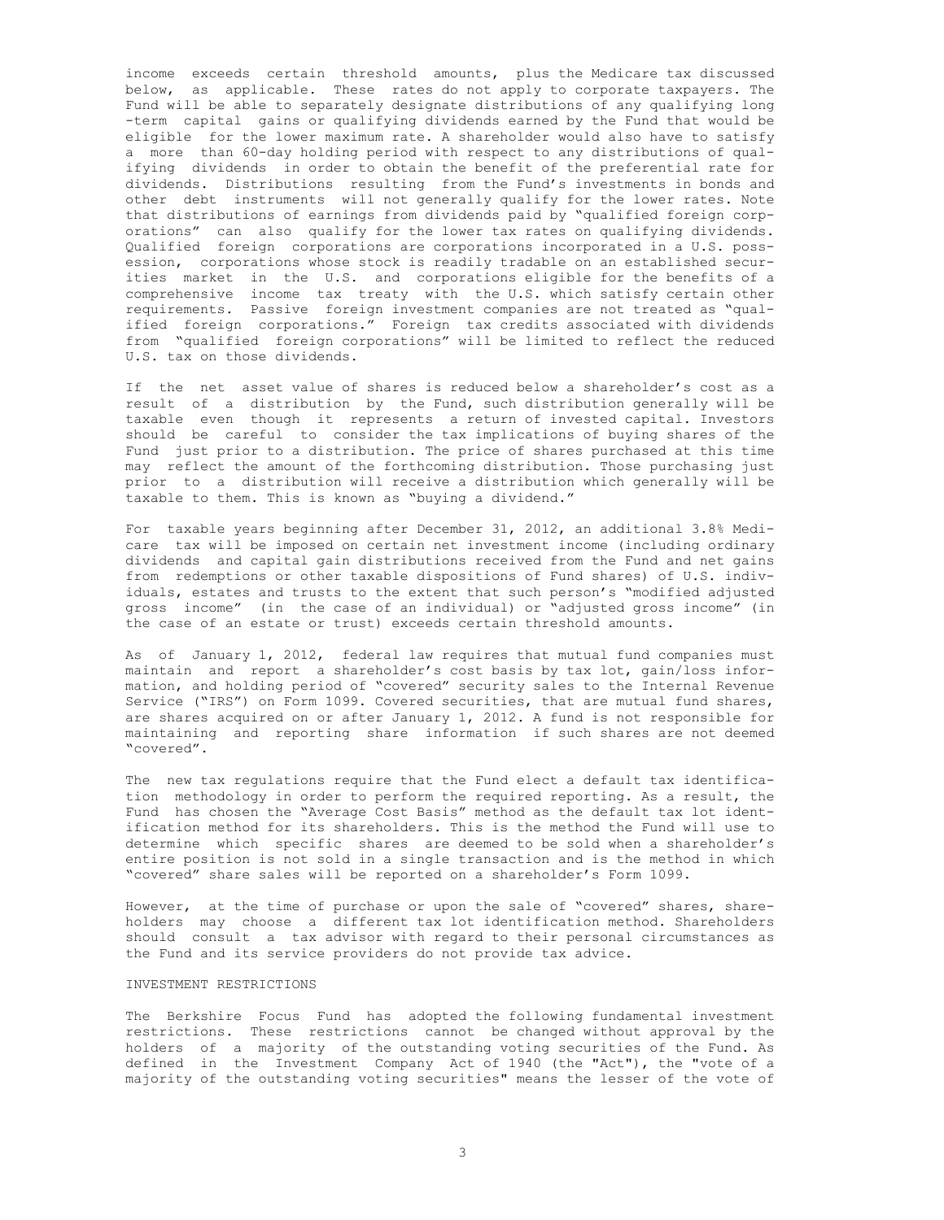income exceeds certain threshold amounts, plus the Medicare tax discussed below, as applicable. These rates do not apply to corporate taxpayers. The Fund will be able to separately designate distributions of any qualifying long-term capital gains or qualifying dividends earned by the Fund that would be eligible for the lower maximum rate. A shareholder would also have to satisfy a more than 60-day holding period with respect to any distributions of qualifying dividends in order to obtain the benefit of the preferential rate for dividends. Distributions resulting from the Fund's investments in bonds and other debt instruments will not generally qualify for the lower rates. Note that distributions of earnings from dividends paid by "qualified foreign corporations" can also qualify for the lower tax rates on qualifying dividends. Qualified foreign corporations are corporations incorporated in a U.S. possession, corporations whose stock is readily tradable on an established securities market in the U.S. and corporations eligible for the benefits of a comprehensive income tax treaty with the U.S. which satisfy certain other requirements. Passive foreign investment companies are not treated as "qualified foreign corporations." Foreign tax credits associated with dividends from "qualified foreign corporations" will be limited to reflect the reduced U.S. tax on those dividends.

If the net asset value of shares is reduced below a shareholder's cost as a result of a distribution by the Fund, such distribution generally will be taxable even though it represents a return of invested capital. Investors should be careful to consider the tax implications of buying shares of the Fund just prior to a distribution. The price of shares purchased at this time may reflect the amount of the forthcoming distribution. Those purchasing just prior to a distribution will receive a distribution which generally will be taxable to them. This is known as "buying a dividend."

For taxable years beginning after December 31, 2012, an additional 3.8% Medicare tax will be imposed on certain net investment income (including ordinary dividends and capital gain distributions received from the Fund and net gains from redemptions or other taxable dispositions of Fund shares) of U.S. individuals, estates and trusts to the extent that such person's "modified adjusted gross income" (in the case of an individual) or "adjusted gross income" (in the case of an estate or trust) exceeds certain threshold amounts.

As of January 1, 2012, federal law requires that mutual fund companies must maintain and report a shareholder's cost basis by tax lot, gain/loss information, and holding period of "covered" security sales to the Internal Revenue Service ("IRS") on Form 1099. Covered securities, that are mutual fund shares, are shares acquired on or after January 1, 2012. A fund is not responsible for maintaining and reporting share information if such shares are not deemed "covered".

The new tax regulations require that the Fund elect a default tax identification methodology in order to perform the required reporting. As a result, the Fund has chosen the "Average Cost Basis" method as the default tax lot identification method for its shareholders. This is the method the Fund will use to determine which specific shares are deemed to be sold when a shareholder's entire position is not sold in a single transaction and is the method in which "covered" share sales will be reported on a shareholder's Form 1099.

However, at the time of purchase or upon the sale of "covered" shares, shareholders may choose a different tax lot identification method. Shareholders should consult a tax advisor with regard to their personal circumstances as the Fund and its service providers do not provide tax advice.

## INVESTMENT RESTRICTIONS

The Berkshire Focus Fund has adopted the following fundamental investment restrictions. These restrictions cannot be changed without approval by the holders of a majority of the outstanding voting securities of the Fund. As defined in the Investment Company Act of 1940 (the "Act"), the "vote of a majority of the outstanding voting securities" means the lesser of the vote of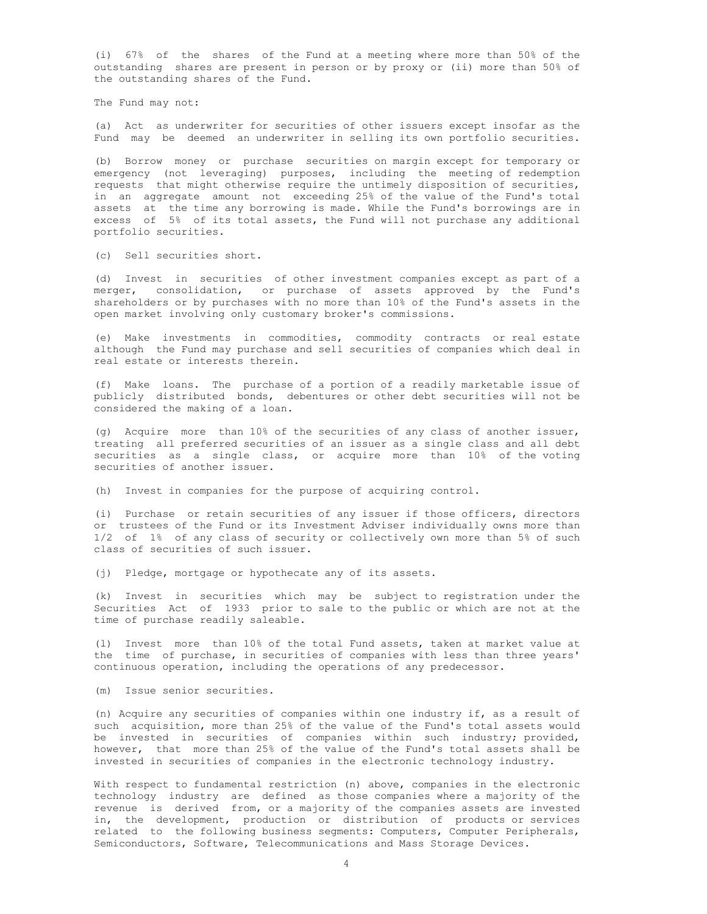(i) 67% of the shares of the Fund at a meeting where more than 50% of the outstanding shares are present in person or by proxy or (ii) more than 50% of the outstanding shares of the Fund.

The Fund may not:

(a) Act as underwriter for securities of other issuers except insofar as the Fund may be deemed an underwriter in selling its own portfolio securities.

(b) Borrow money or purchase securities on margin except for temporary or emergency (not leveraging) purposes, including the meeting of redemption requests that might otherwise require the untimely disposition of securities, in an aggregate amount not exceeding 25% of the value of the Fund's total assets at the time any borrowing is made. While the Fund's borrowings are in excess of 5% of its total assets, the Fund will not purchase any additional portfolio securities.

(c) Sell securities short.

(d) Invest in securities of other investment companies except as part of a merger, consolidation, or purchase of assets approved by the Fund's shareholders or by purchases with no more than 10% of the Fund's assets in the open market involving only customary broker's commissions.

(e) Make investments in commodities, commodity contracts or real estate although the Fund may purchase and sell securities of companies which deal in real estate or interests therein.

(f) Make loans. The purchase of a portion of a readily marketable issue of publicly distributed bonds, debentures or other debt securities will not be considered the making of a loan.

(g) Acquire more than 10% of the securities of any class of another issuer, treating all preferred securities of an issuer as a single class and all debt securities as a single class, or acquire more than 10% of the voting securities of another issuer.

(h) Invest in companies for the purpose of acquiring control.

(i) Purchase or retain securities of any issuer if those officers, directors or trustees of the Fund or its Investment Adviser individually owns more than 1/2 of 1% of any class of security or collectively own more than 5% of such class of securities of such issuer.

(j) Pledge, mortgage or hypothecate any of its assets.

(k) Invest in securities which may be subject to registration under the Securities Act of 1933 prior to sale to the public or which are not at the time of purchase readily saleable.

(l) Invest more than 10% of the total Fund assets, taken at market value at the time of purchase, in securities of companies with less than three years' continuous operation, including the operations of any predecessor.

(m) Issue senior securities.

(n) Acquire any securities of companies within one industry if, as a result of such acquisition, more than 25% of the value of the Fund's total assets would be invested in securities of companies within such industry; provided, however, that more than 25% of the value of the Fund's total assets shall be invested in securities of companies in the electronic technology industry.

With respect to fundamental restriction (n) above, companies in the electronic technology industry are defined as those companies where a majority of the revenue is derived from, or a majority of the companies assets are invested in, the development, production or distribution of products or services related to the following business segments: Computers, Computer Peripherals, Semiconductors, Software, Telecommunications and Mass Storage Devices.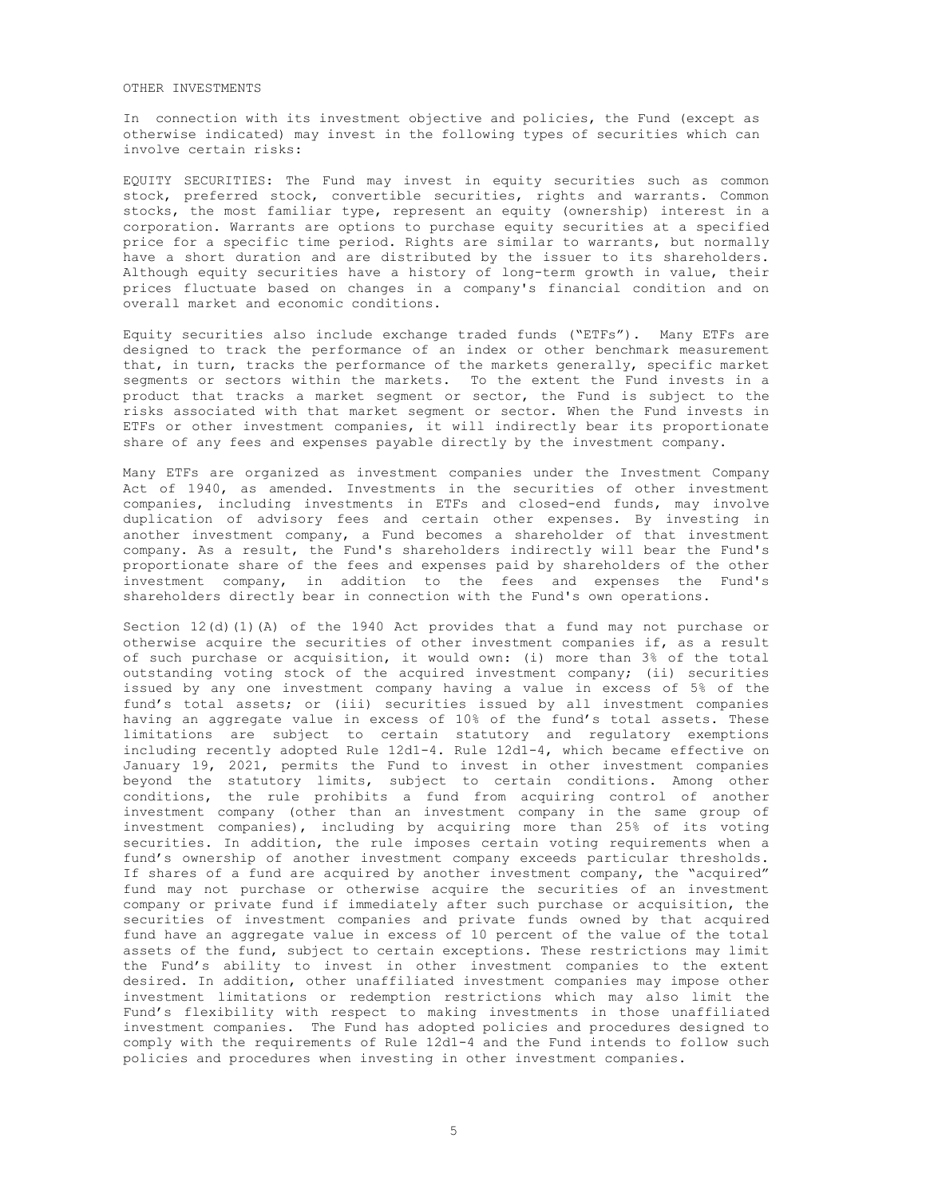OTHER INVESTMENTS

In connection with its investment objective and policies, the Fund (except as otherwise indicated) may invest in the following types of securities which can involve certain risks:

EQUITY SECURITIES: The Fund may invest in equity securities such as common stock, preferred stock, convertible securities, rights and warrants. Common stocks, the most familiar type, represent an equity (ownership) interest in a corporation. Warrants are options to purchase equity securities at a specified price for a specific time period. Rights are similar to warrants, but normally have a short duration and are distributed by the issuer to its shareholders. Although equity securities have a history of long-term growth in value, their prices fluctuate based on changes in a company's financial condition and on overall market and economic conditions.

Equity securities also include exchange traded funds ("ETFs"). Many ETFs are designed to track the performance of an index or other benchmark measurement that, in turn, tracks the performance of the markets generally, specific market segments or sectors within the markets. To the extent the Fund invests in a product that tracks a market segment or sector, the Fund is subject to the risks associated with that market segment or sector. When the Fund invests in ETFs or other investment companies, it will indirectly bear its proportionate share of any fees and expenses payable directly by the investment company.

Many ETFs are organized as investment companies under the Investment Company Act of 1940, as amended. Investments in the securities of other investment companies, including investments in ETFs and closed-end funds, may involve duplication of advisory fees and certain other expenses. By investing in another investment company, a Fund becomes a shareholder of that investment company. As a result, the Fund's shareholders indirectly will bear the Fund's proportionate share of the fees and expenses paid by shareholders of the other investment company, in addition to the fees and expenses the Fund's shareholders directly bear in connection with the Fund's own operations.

Section 12(d)(1)(A) of the 1940 Act provides that a fund may not purchase or otherwise acquire the securities of other investment companies if, as a result of such purchase or acquisition, it would own: (i) more than 3% of the total outstanding voting stock of the acquired investment company; (ii) securities issued by any one investment company having a value in excess of 5% of the fund's total assets; or (iii) securities issued by all investment companies having an aggregate value in excess of 10% of the fund's total assets. These limitations are subject to certain statutory and regulatory exemptions including recently adopted Rule 12d1-4. Rule 12d1-4, which became effective on January 19, 2021, permits the Fund to invest in other investment companies beyond the statutory limits, subject to certain conditions. Among other conditions, the rule prohibits a fund from acquiring control of another investment company (other than an investment company in the same group of investment companies), including by acquiring more than 25% of its voting securities. In addition, the rule imposes certain voting requirements when a fund's ownership of another investment company exceeds particular thresholds. If shares of a fund are acquired by another investment company, the "acquired" fund may not purchase or otherwise acquire the securities of an investment company or private fund if immediately after such purchase or acquisition, the securities of investment companies and private funds owned by that acquired fund have an aggregate value in excess of 10 percent of the value of the total assets of the fund, subject to certain exceptions. These restrictions may limit the Fund's ability to invest in other investment companies to the extent desired. In addition, other unaffiliated investment companies may impose other investment limitations or redemption restrictions which may also limit the Fund's flexibility with respect to making investments in those unaffiliated investment companies. The Fund has adopted policies and procedures designed to comply with the requirements of Rule 12d1-4 and the Fund intends to follow such policies and procedures when investing in other investment companies.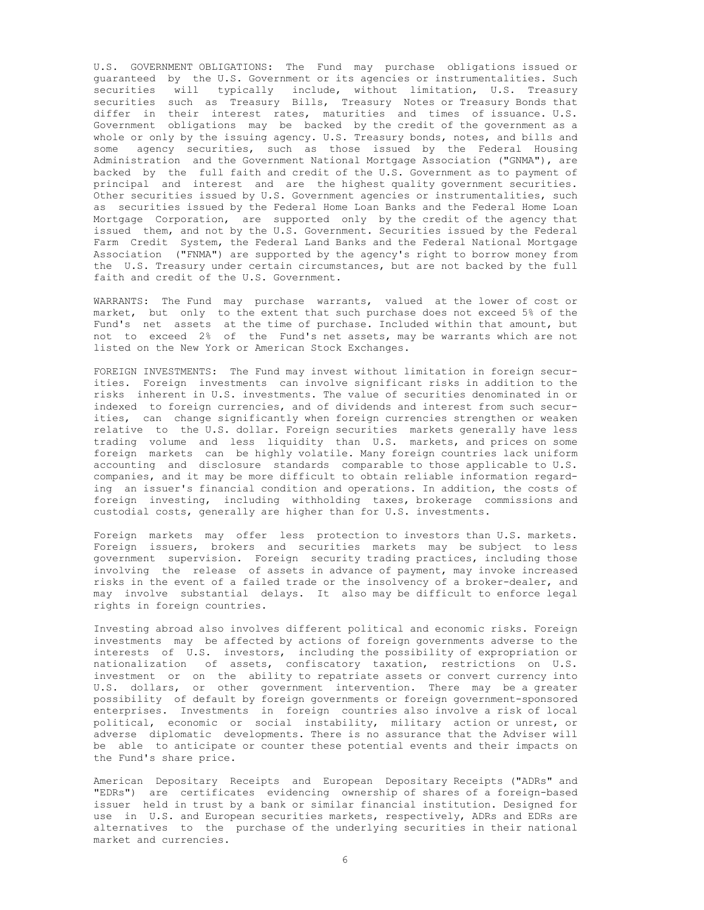U.S. GOVERNMENT OBLIGATIONS: The Fund may purchase obligations issued or guaranteed by the U.S. Government or its agencies or instrumentalities. Such securities will typically include, without limitation, U.S. Treasury securities such as Treasury Bills, Treasury Notes or Treasury Bonds that differ in their interest rates, maturities and times of issuance. U.S. Government obligations may be backed by the credit of the government as a whole or only by the issuing agency. U.S. Treasury bonds, notes, and bills and some agency securities, such as those issued by the Federal Housing Administration and the Government National Mortgage Association ("GNMA"), are backed by the full faith and credit of the U.S. Government as to payment of principal and interest and are the highest quality government securities. Other securities issued by U.S. Government agencies or instrumentalities, such as securities issued by the Federal Home Loan Banks and the Federal Home Loan Mortgage Corporation, are supported only by the credit of the agency that issued them, and not by the U.S. Government. Securities issued by the Federal Farm Credit System, the Federal Land Banks and the Federal National Mortgage Association ("FNMA") are supported by the agency's right to borrow money from the U.S. Treasury under certain circumstances, but are not backed by the full faith and credit of the U.S. Government.

WARRANTS: The Fund may purchase warrants, valued at the lower of cost or market, but only to the extent that such purchase does not exceed 5% of the Fund's net assets at the time of purchase. Included within that amount, but not to exceed 2% of the Fund's net assets, may be warrants which are not listed on the New York or American Stock Exchanges.

FOREIGN INVESTMENTS: The Fund may invest without limitation in foreign securities. Foreign investments can involve significant risks in addition to the risks inherent in U.S. investments. The value of securities denominated in or indexed to foreign currencies, and of dividends and interest from such securities, can change significantly when foreign currencies strengthen or weaken relative to the U.S. dollar. Foreign securities markets generally have less trading volume and less liquidity than U.S. markets, and prices on some foreign markets can be highly volatile. Many foreign countries lack uniform accounting and disclosure standards comparable to those applicable to U.S. companies, and it may be more difficult to obtain reliable information regarding an issuer's financial condition and operations. In addition, the costs of foreign investing, including withholding taxes, brokerage commissions and custodial costs, generally are higher than for U.S. investments.

Foreign markets may offer less protection to investors than U.S. markets. Foreign issuers, brokers and securities markets may be subject to less government supervision. Foreign security trading practices, including those involving the release of assets in advance of payment, may invoke increased risks in the event of a failed trade or the insolvency of a broker-dealer, and may involve substantial delays. It also may be difficult to enforce legal rights in foreign countries.

Investing abroad also involves different political and economic risks. Foreign investments may be affected by actions of foreign governments adverse to the interests of U.S. investors, including the possibility of expropriation or nationalization of assets, confiscatory taxation, restrictions on U.S. investment or on the ability to repatriate assets or convert currency into U.S. dollars, or other government intervention. There may be a greater possibility of default by foreign governments or foreign government-sponsored enterprises. Investments in foreign countries also involve a risk of local political, economic or social instability, military action or unrest, or adverse diplomatic developments. There is no assurance that the Adviser will be able to anticipate or counter these potential events and their impacts on the Fund's share price.

American Depositary Receipts and European Depositary Receipts ("ADRs" and "EDRs") are certificates evidencing ownership of shares of a foreign-based issuer held in trust by a bank or similar financial institution. Designed for use in U.S. and European securities markets, respectively, ADRs and EDRs are alternatives to the purchase of the underlying securities in their national market and currencies.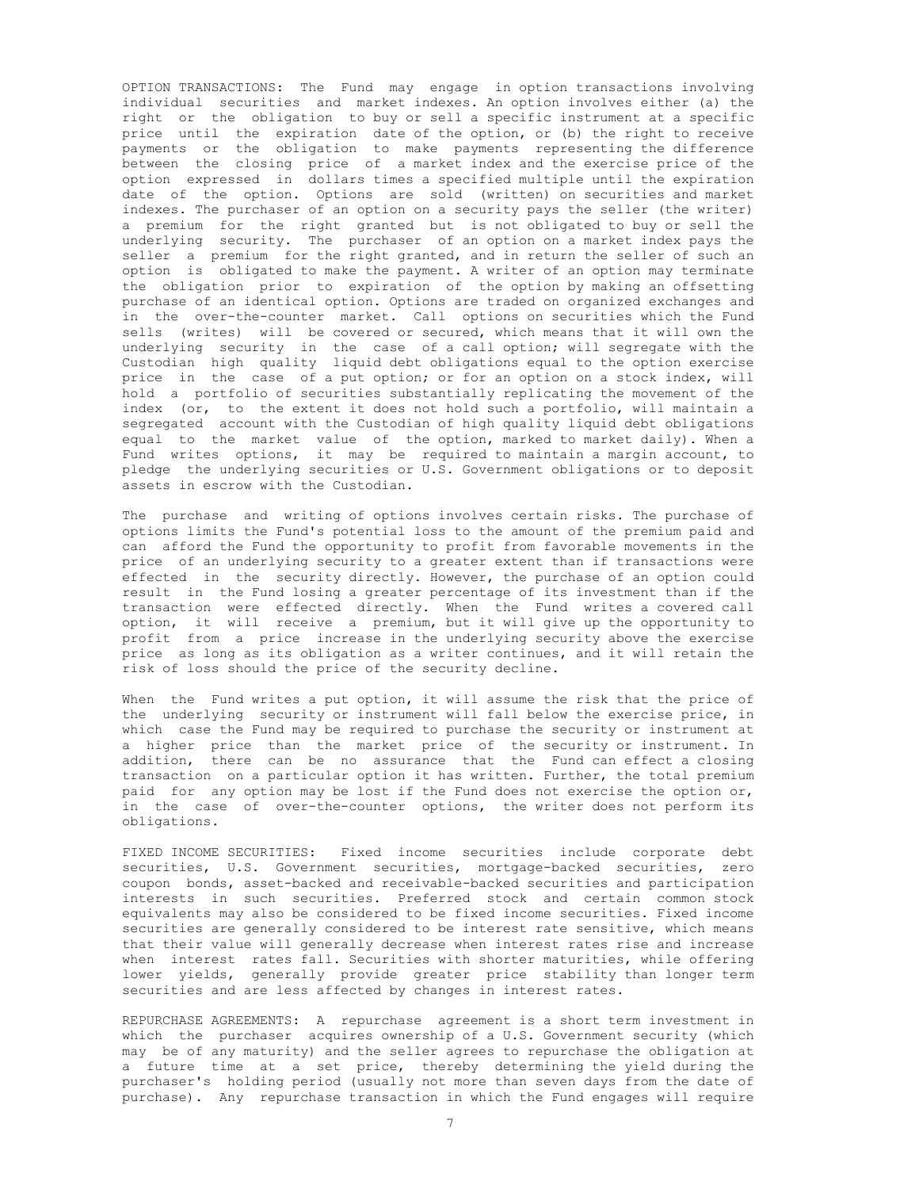OPTION TRANSACTIONS: The Fund may engage in option transactions involving individual securities and market indexes. An option involves either (a) the right or the obligation to buy or sell a specific instrument at a specific price until the expiration date of the option, or (b) the right to receive payments or the obligation to make payments representing the difference between the closing price of a market index and the exercise price of the option expressed in dollars times a specified multiple until the expiration date of the option. Options are sold (written) on securities and market indexes. The purchaser of an option on a security pays the seller (the writer) a premium for the right granted but is not obligated to buy or sell the underlying security. The purchaser of an option on a market index pays the seller a premium for the right granted, and in return the seller of such an option is obligated to make the payment. A writer of an option may terminate the obligation prior to expiration of the option by making an offsetting purchase of an identical option. Options are traded on organized exchanges and in the over-the-counter market. Call options on securities which the Fund sells (writes) will be covered or secured, which means that it will own the underlying security in the case of a call option; will segregate with the Custodian high quality liquid debt obligations equal to the option exercise price in the case of a put option; or for an option on a stock index, will hold a portfolio of securities substantially replicating the movement of the index (or, to the extent it does not hold such a portfolio, will maintain a segregated account with the Custodian of high quality liquid debt obligations equal to the market value of the option, marked to market daily). When a Fund writes options, it may be required to maintain a margin account, to pledge the underlying securities or U.S. Government obligations or to deposit assets in escrow with the Custodian.

The purchase and writing of options involves certain risks. The purchase of options limits the Fund's potential loss to the amount of the premium paid and can afford the Fund the opportunity to profit from favorable movements in the price of an underlying security to a greater extent than if transactions were effected in the security directly. However, the purchase of an option could result in the Fund losing a greater percentage of its investment than if the transaction were effected directly. When the Fund writes a covered call option, it will receive a premium, but it will give up the opportunity to profit from a price increase in the underlying security above the exercise price as long as its obligation as a writer continues, and it will retain the risk of loss should the price of the security decline.

When the Fund writes a put option, it will assume the risk that the price of the underlying security or instrument will fall below the exercise price, in which case the Fund may be required to purchase the security or instrument at a higher price than the market price of the security or instrument. In addition, there can be no assurance that the Fund can effect a closing transaction on a particular option it has written. Further, the total premium paid for any option may be lost if the Fund does not exercise the option or, in the case of over-the-counter options, the writer does not perform its obligations.

FIXED INCOME SECURITIES: Fixed income securities include corporate debt securities, U.S. Government securities, mortgage-backed securities, zero coupon bonds, asset-backed and receivable-backed securities and participation interests in such securities. Preferred stock and certain common stock equivalents may also be considered to be fixed income securities. Fixed income securities are generally considered to be interest rate sensitive, which means that their value will generally decrease when interest rates rise and increase when interest rates fall. Securities with shorter maturities, while offering lower yields, generally provide greater price stability than longer term securities and are less affected by changes in interest rates.

REPURCHASE AGREEMENTS: A repurchase agreement is a short term investment in which the purchaser acquires ownership of a U.S. Government security (which may be of any maturity) and the seller agrees to repurchase the obligation at a future time at a set price, thereby determining the yield during the purchaser's holding period (usually not more than seven days from the date of purchase). Any repurchase transaction in which the Fund engages will require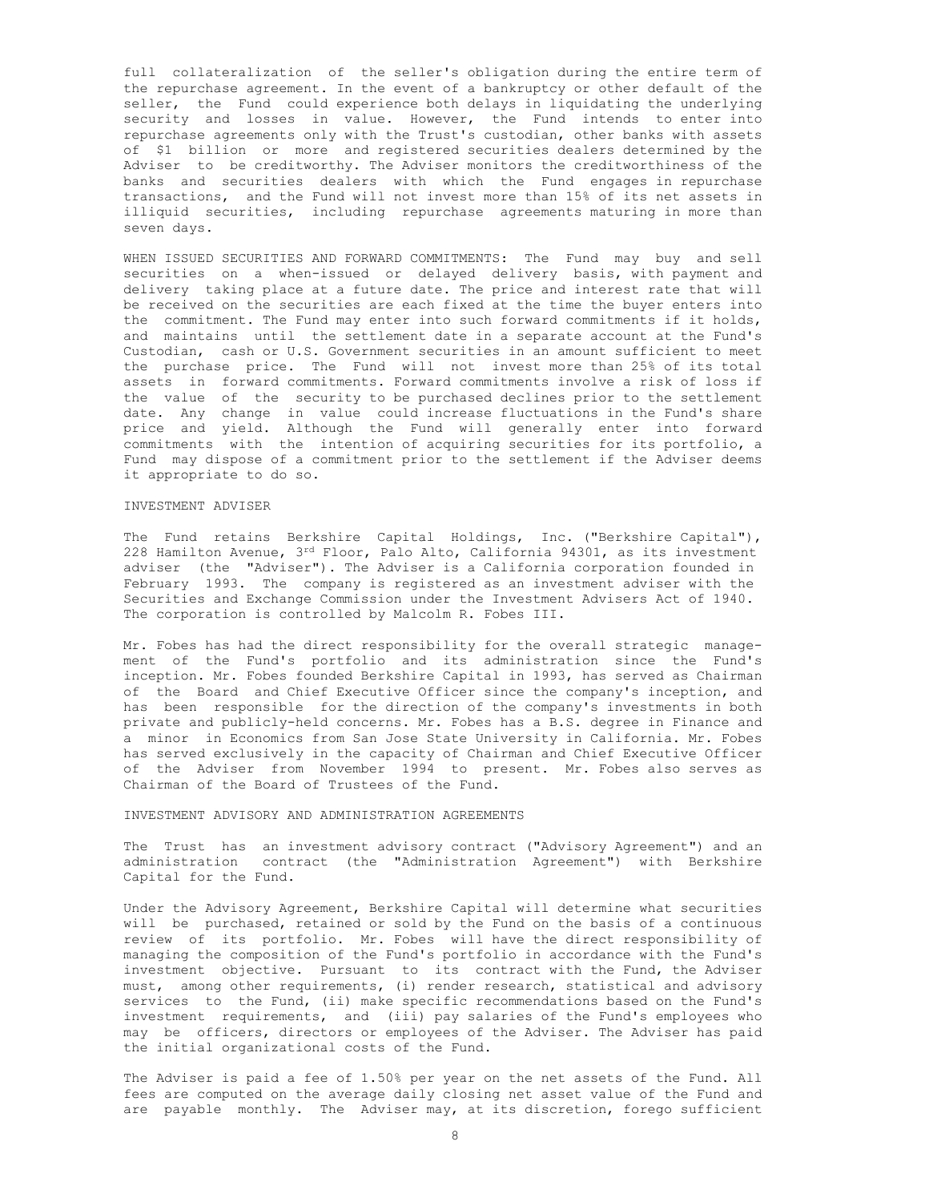full collateralization of the seller's obligation during the entire term of the repurchase agreement. In the event of a bankruptcy or other default of the seller, the Fund could experience both delays in liquidating the underlying security and losses in value. However, the Fund intends to enter into repurchase agreements only with the Trust's custodian, other banks with assets of $1 billion or more and registered securities dealers determined by the Adviser to be creditworthy. The Adviser monitors the creditworthiness of the banks and securities dealers with which the Fund engages in repurchase transactions, and the Fund will not invest more than 15% of its net assets in illiquid securities, including repurchase agreements maturing in more than seven days.

WHEN ISSUED SECURITIES AND FORWARD COMMITMENTS: The Fund may buy and sell securities on a when-issued or delayed delivery basis, with payment and delivery taking place at a future date. The price and interest rate that will be received on the securities are each fixed at the time the buyer enters into the commitment. The Fund may enter into such forward commitments if it holds, and maintains until the settlement date in a separate account at the Fund's Custodian, cash or U.S. Government securities in an amount sufficient to meet the purchase price. The Fund will not invest more than 25% of its total assets in forward commitments. Forward commitments involve a risk of loss if the value of the security to be purchased declines prior to the settlement date. Any change in value could increase fluctuations in the Fund's share price and yield. Although the Fund will generally enter into forward commitments with the intention of acquiring securities for its portfolio, a Fund may dispose of a commitment prior to the settlement if the Adviser deems it appropriate to do so.

## INVESTMENT ADVISER

The Fund retains Berkshire Capital Holdings, Inc. ("Berkshire Capital"), 228 Hamilton Avenue, 3rd Floor, Palo Alto, California 94301, as its investment adviser (the "Adviser"). The Adviser is a California corporation founded in February 1993. The company is registered as an investment adviser with the Securities and Exchange Commission under the Investment Advisers Act of 1940. The corporation is controlled by Malcolm R. Fobes III.

Mr. Fobes has had the direct responsibility for the overall strategic management of the Fund's portfolio and its administration since the Fund's inception. Mr. Fobes founded Berkshire Capital in 1993, has served as Chairman of the Board and Chief Executive Officer since the company's inception, and has been responsible for the direction of the company's investments in both private and publicly-held concerns. Mr. Fobes has a B.S. degree in Finance and a minor in Economics from San Jose State University in California. Mr. Fobes has served exclusively in the capacity of Chairman and Chief Executive Officer of the Adviser from November 1994 to present. Mr. Fobes also serves as Chairman of the Board of Trustees of the Fund.

## INVESTMENT ADVISORY AND ADMINISTRATION AGREEMENTS

The Trust has an investment advisory contract ("Advisory Agreement") and an administration contract (the "Administration Agreement") with Berkshire Capital for the Fund.

Under the Advisory Agreement, Berkshire Capital will determine what securities will be purchased, retained or sold by the Fund on the basis of a continuous review of its portfolio. Mr. Fobes will have the direct responsibility of managing the composition of the Fund's portfolio in accordance with the Fund's investment objective. Pursuant to its contract with the Fund, the Adviser must, among other requirements, (i) render research, statistical and advisory services to the Fund, (ii) make specific recommendations based on the Fund's investment requirements, and (iii) pay salaries of the Fund's employees who may be officers, directors or employees of the Adviser. The Adviser has paid the initial organizational costs of the Fund.

The Adviser is paid a fee of 1.50% per year on the net assets of the Fund. All fees are computed on the average daily closing net asset value of the Fund and are payable monthly. The Adviser may, at its discretion, forego sufficient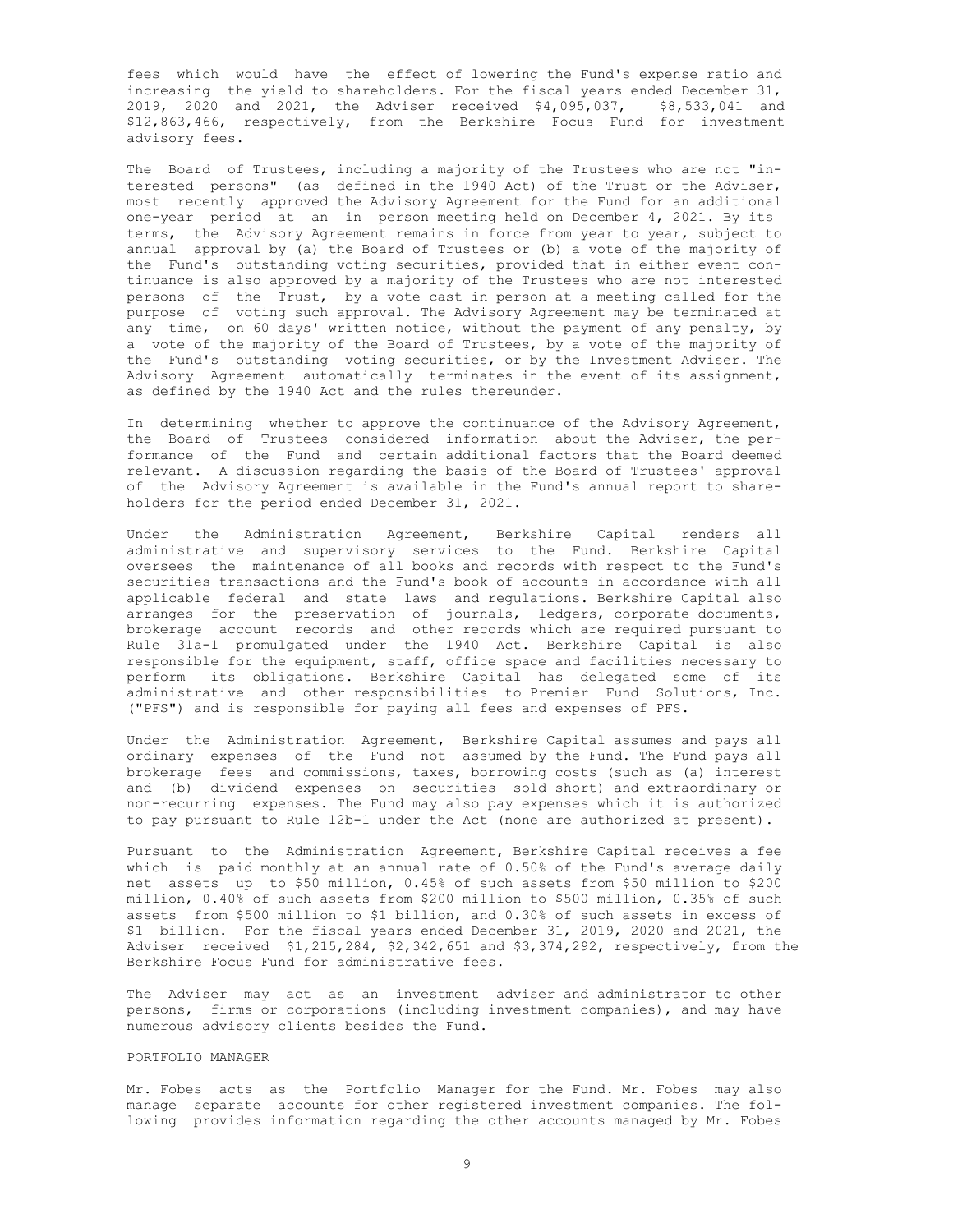fees which would have the effect of lowering the Fund's expense ratio and increasing the yield to shareholders. For the fiscal years ended December 31, 2019, 2020 and 2021, the Adviser received $4,095,037, $8,533,041 and $12,863,466, respectively, from the Berkshire Focus Fund for investment advisory fees.

The Board of Trustees, including a majority of the Trustees who are not "interested persons" (as defined in the 1940 Act) of the Trust or the Adviser, most recently approved the Advisory Agreement for the Fund for an additional one-year period at an in person meeting held on December 4, 2021. By its terms, the Advisory Agreement remains in force from year to year, subject to annual approval by (a) the Board of Trustees or (b) a vote of the majority of the Fund's outstanding voting securities, provided that in either event continuance is also approved by a majority of the Trustees who are not interested persons of the Trust, by a vote cast in person at a meeting called for the purpose of voting such approval. The Advisory Agreement may be terminated at any time, on 60 days' written notice, without the payment of any penalty, by a vote of the majority of the Board of Trustees, by a vote of the majority of the Fund's outstanding voting securities, or by the Investment Adviser. The Advisory Agreement automatically terminates in the event of its assignment, as defined by the 1940 Act and the rules thereunder.

In determining whether to approve the continuance of the Advisory Agreement, the Board of Trustees considered information about the Adviser, the performance of the Fund and certain additional factors that the Board deemed relevant. A discussion regarding the basis of the Board of Trustees' approval of the Advisory Agreement is available in the Fund's annual report to shareholders for the period ended December 31, 2021.

Under the Administration Agreement, Berkshire Capital renders all administrative and supervisory services to the Fund. Berkshire Capital oversees the maintenance of all books and records with respect to the Fund's securities transactions and the Fund's book of accounts in accordance with all applicable federal and state laws and regulations. Berkshire Capital also arranges for the preservation of journals, ledgers, corporate documents, brokerage account records and other records which are required pursuant to Rule 31a-1 promulgated under the 1940 Act. Berkshire Capital is also responsible for the equipment, staff, office space and facilities necessary to perform its obligations. Berkshire Capital has delegated some of its administrative and other responsibilities to Premier Fund Solutions, Inc. ("PFS") and is responsible for paying all fees and expenses of PFS.

Under the Administration Agreement, Berkshire Capital assumes and pays all ordinary expenses of the Fund not assumed by the Fund. The Fund pays all brokerage fees and commissions, taxes, borrowing costs (such as (a) interest and (b) dividend expenses on securities sold short) and extraordinary or non-recurring expenses. The Fund may also pay expenses which it is authorized to pay pursuant to Rule 12b-1 under the Act (none are authorized at present).

Pursuant to the Administration Agreement, Berkshire Capital receives a fee which is paid monthly at an annual rate of 0.50% of the Fund's average daily net assets up to $50 million, 0.45% of such assets from $50 million to $200 million, 0.40% of such assets from $200 million to $500 million, 0.35% of such assets from $500 million to $1 billion, and 0.30% of such assets in excess of $1 billion. For the fiscal years ended December 31, 2019, 2020 and 2021, the Adviser received $1,215,284, $2,342,651 and $3,374,292, respectively, from the Berkshire Focus Fund for administrative fees.

The Adviser may act as an investment adviser and administrator to other persons, firms or corporations (including investment companies), and may have numerous advisory clients besides the Fund.

## PORTFOLIO MANAGER

Mr. Fobes acts as the Portfolio Manager for the Fund. Mr. Fobes may also manage separate accounts for other registered investment companies. The following provides information regarding the other accounts managed by Mr. Fobes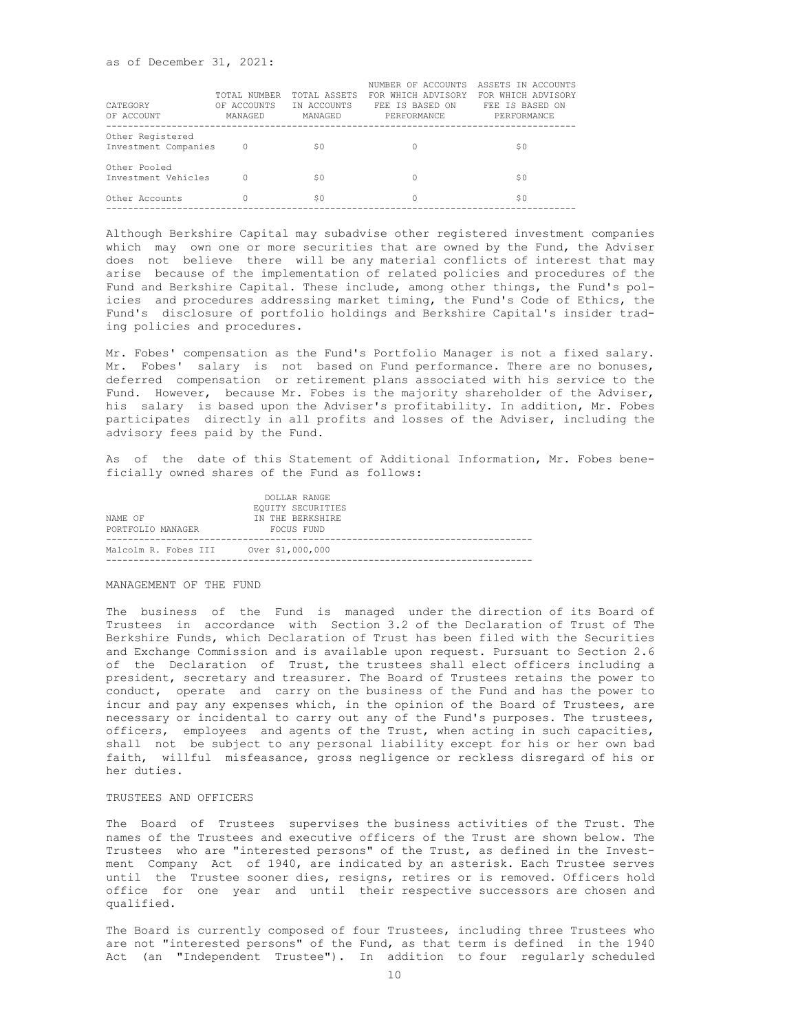as of December 31, 2021:

| CATEGORY OF ACCOUNT | TOTAL NUMBER OF ACCOUNTS MANAGED | TOTAL ASSETS IN ACCOUNTS MANAGED | NUMBER OF ACCOUNTS FOR WHICH ADVISORY FEE IS BASED ON PERFORMANCE | ASSETS IN ACCOUNTS FOR WHICH ADVISORY FEE IS BASED ON PERFORMANCE |
|---|---|---|---|---|
| Other Registered Investment Companies | 0 | $0 | 0 | $0 |
| Other Pooled Investment Vehicles | 0 | $0 | 0 | $0 |
| Other Accounts | 0 | $0 | 0 | $0 |

Although Berkshire Capital may subadvise other registered investment companies which may own one or more securities that are owned by the Fund, the Adviser does not believe there will be any material conflicts of interest that may arise because of the implementation of related policies and procedures of the Fund and Berkshire Capital. These include, among other things, the Fund's policies and procedures addressing market timing, the Fund's Code of Ethics, the Fund's disclosure of portfolio holdings and Berkshire Capital's insider trading policies and procedures.

Mr. Fobes' compensation as the Fund's Portfolio Manager is not a fixed salary. Mr. Fobes' salary is not based on Fund performance. There are no bonuses, deferred compensation or retirement plans associated with his service to the Fund. However, because Mr. Fobes is the majority shareholder of the Adviser, his salary is based upon the Adviser's profitability. In addition, Mr. Fobes participates directly in all profits and losses of the Adviser, including the advisory fees paid by the Fund.

As of the date of this Statement of Additional Information, Mr. Fobes beneficially owned shares of the Fund as follows:

| NAME OF PORTFOLIO MANAGER | DOLLAR RANGE EQUITY SECURITIES IN THE BERKSHIRE FOCUS FUND |
|---|---|
| Malcolm R. Fobes III | Over $1,000,000 |

## MANAGEMENT OF THE FUND

The business of the Fund is managed under the direction of its Board of Trustees in accordance with Section 3.2 of the Declaration of Trust of The Berkshire Funds, which Declaration of Trust has been filed with the Securities and Exchange Commission and is available upon request. Pursuant to Section 2.6 of the Declaration of Trust, the trustees shall elect officers including a president, secretary and treasurer. The Board of Trustees retains the power to conduct, operate and carry on the business of the Fund and has the power to incur and pay any expenses which, in the opinion of the Board of Trustees, are necessary or incidental to carry out any of the Fund's purposes. The trustees, officers, employees and agents of the Trust, when acting in such capacities, shall not be subject to any personal liability except for his or her own bad faith, willful misfeasance, gross negligence or reckless disregard of his or her duties.

## TRUSTEES AND OFFICERS

The Board of Trustees supervises the business activities of the Trust. The names of the Trustees and executive officers of the Trust are shown below. The Trustees who are "interested persons" of the Trust, as defined in the Investment Company Act of 1940, are indicated by an asterisk. Each Trustee serves until the Trustee sooner dies, resigns, retires or is removed. Officers hold office for one year and until their respective successors are chosen and qualified.

The Board is currently composed of four Trustees, including three Trustees who are not "interested persons" of the Fund, as that term is defined in the 1940 Act (an "Independent Trustee"). In addition to four regularly scheduled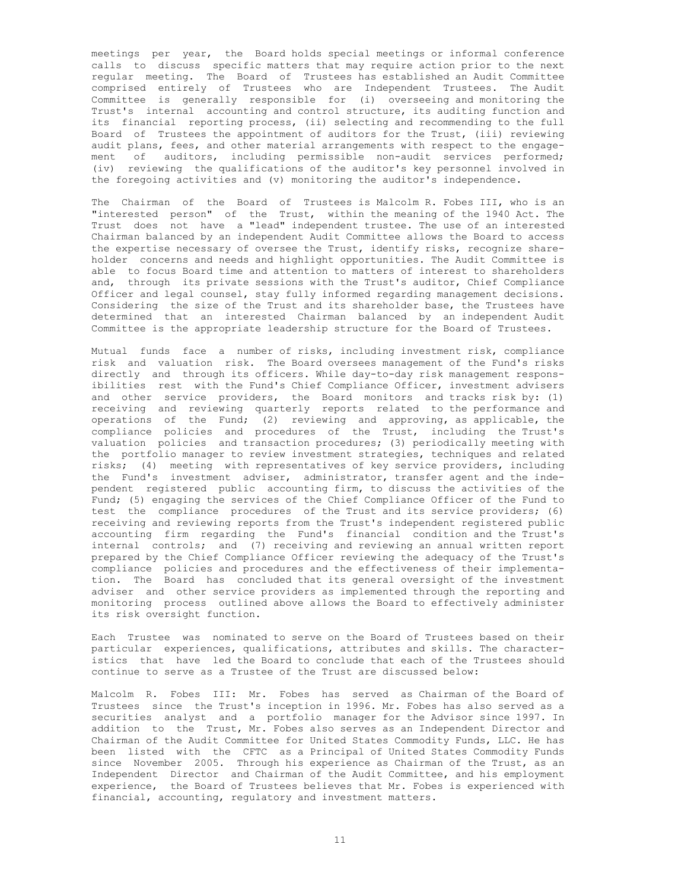meetings per year, the Board holds special meetings or informal conference calls to discuss specific matters that may require action prior to the next regular meeting. The Board of Trustees has established an Audit Committee comprised entirely of Trustees who are Independent Trustees. The Audit Committee is generally responsible for (i) overseeing and monitoring the Trust's internal accounting and control structure, its auditing function and its financial reporting process, (ii) selecting and recommending to the full Board of Trustees the appointment of auditors for the Trust, (iii) reviewing audit plans, fees, and other material arrangements with respect to the engagement of auditors, including permissible non-audit services performed; (iv) reviewing the qualifications of the auditor's key personnel involved in the foregoing activities and (v) monitoring the auditor's independence.

The Chairman of the Board of Trustees is Malcolm R. Fobes III, who is an "interested person" of the Trust, within the meaning of the 1940 Act. The Trust does not have a "lead" independent trustee. The use of an interested Chairman balanced by an independent Audit Committee allows the Board to access the expertise necessary of oversee the Trust, identify risks, recognize shareholder concerns and needs and highlight opportunities. The Audit Committee is able to focus Board time and attention to matters of interest to shareholders and, through its private sessions with the Trust's auditor, Chief Compliance Officer and legal counsel, stay fully informed regarding management decisions. Considering the size of the Trust and its shareholder base, the Trustees have determined that an interested Chairman balanced by an independent Audit Committee is the appropriate leadership structure for the Board of Trustees.

Mutual funds face a number of risks, including investment risk, compliance risk and valuation risk. The Board oversees management of the Fund's risks directly and through its officers. While day-to-day risk management responsibilities rest with the Fund's Chief Compliance Officer, investment advisers and other service providers, the Board monitors and tracks risk by: (1) receiving and reviewing quarterly reports related to the performance and operations of the Fund; (2) reviewing and approving, as applicable, the compliance policies and procedures of the Trust, including the Trust's valuation policies and transaction procedures; (3) periodically meeting with the portfolio manager to review investment strategies, techniques and related risks; (4) meeting with representatives of key service providers, including the Fund's investment adviser, administrator, transfer agent and the independent registered public accounting firm, to discuss the activities of the Fund; (5) engaging the services of the Chief Compliance Officer of the Fund to test the compliance procedures of the Trust and its service providers; (6) receiving and reviewing reports from the Trust's independent registered public accounting firm regarding the Fund's financial condition and the Trust's internal controls; and (7) receiving and reviewing an annual written report prepared by the Chief Compliance Officer reviewing the adequacy of the Trust's compliance policies and procedures and the effectiveness of their implementation. The Board has concluded that its general oversight of the investment adviser and other service providers as implemented through the reporting and monitoring process outlined above allows the Board to effectively administer its risk oversight function.

Each Trustee was nominated to serve on the Board of Trustees based on their particular experiences, qualifications, attributes and skills. The characteristics that have led the Board to conclude that each of the Trustees should continue to serve as a Trustee of the Trust are discussed below:

Malcolm R. Fobes III: Mr. Fobes has served as Chairman of the Board of Trustees since the Trust's inception in 1996. Mr. Fobes has also served as a securities analyst and a portfolio manager for the Advisor since 1997. In addition to the Trust, Mr. Fobes also serves as an Independent Director and Chairman of the Audit Committee for United States Commodity Funds, LLC. He has been listed with the CFTC as a Principal of United States Commodity Funds since November 2005. Through his experience as Chairman of the Trust, as an Independent Director and Chairman of the Audit Committee, and his employment experience, the Board of Trustees believes that Mr. Fobes is experienced with financial, accounting, regulatory and investment matters.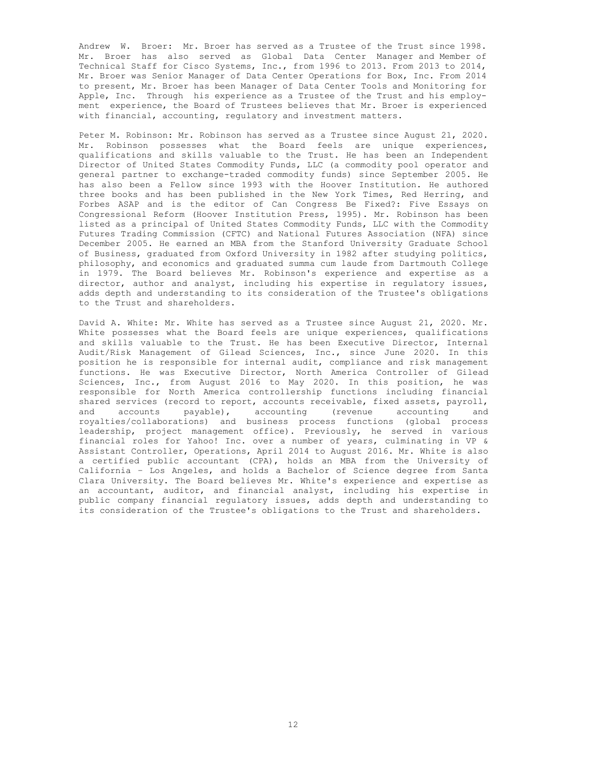Andrew W. Broer: Mr. Broer has served as a Trustee of the Trust since 1998. Mr. Broer has also served as Global Data Center Manager and Member of Technical Staff for Cisco Systems, Inc., from 1996 to 2013. From 2013 to 2014, Mr. Broer was Senior Manager of Data Center Operations for Box, Inc. From 2014 to present, Mr. Broer has been Manager of Data Center Tools and Monitoring for Apple, Inc. Through his experience as a Trustee of the Trust and his employment experience, the Board of Trustees believes that Mr. Broer is experienced with financial, accounting, regulatory and investment matters.

Peter M. Robinson: Mr. Robinson has served as a Trustee since August 21, 2020. Mr. Robinson possesses what the Board feels are unique experiences, qualifications and skills valuable to the Trust. He has been an Independent Director of United States Commodity Funds, LLC (a commodity pool operator and general partner to exchange-traded commodity funds) since September 2005. He has also been a Fellow since 1993 with the Hoover Institution. He authored three books and has been published in the New York Times, Red Herring, and Forbes ASAP and is the editor of Can Congress Be Fixed?: Five Essays on Congressional Reform (Hoover Institution Press, 1995). Mr. Robinson has been listed as a principal of United States Commodity Funds, LLC with the Commodity Futures Trading Commission (CFTC) and National Futures Association (NFA) since December 2005. He earned an MBA from the Stanford University Graduate School of Business, graduated from Oxford University in 1982 after studying politics, philosophy, and economics and graduated summa cum laude from Dartmouth College in 1979. The Board believes Mr. Robinson's experience and expertise as a director, author and analyst, including his expertise in regulatory issues, adds depth and understanding to its consideration of the Trustee's obligations to the Trust and shareholders.

David A. White: Mr. White has served as a Trustee since August 21, 2020. Mr. White possesses what the Board feels are unique experiences, qualifications and skills valuable to the Trust. He has been Executive Director, Internal Audit/Risk Management of Gilead Sciences, Inc., since June 2020. In this position he is responsible for internal audit, compliance and risk management functions. He was Executive Director, North America Controller of Gilead Sciences, Inc., from August 2016 to May 2020. In this position, he was responsible for North America controllership functions including financial shared services (record to report, accounts receivable, fixed assets, payroll, and accounts payable), accounting (revenue accounting and royalties/collaborations) and business process functions (global process leadership, project management office). Previously, he served in various financial roles for Yahoo! Inc. over a number of years, culminating in VP & Assistant Controller, Operations, April 2014 to August 2016. Mr. White is also a certified public accountant (CPA), holds an MBA from the University of California - Los Angeles, and holds a Bachelor of Science degree from Santa Clara University. The Board believes Mr. White's experience and expertise as an accountant, auditor, and financial analyst, including his expertise in public company financial regulatory issues, adds depth and understanding to its consideration of the Trustee's obligations to the Trust and shareholders.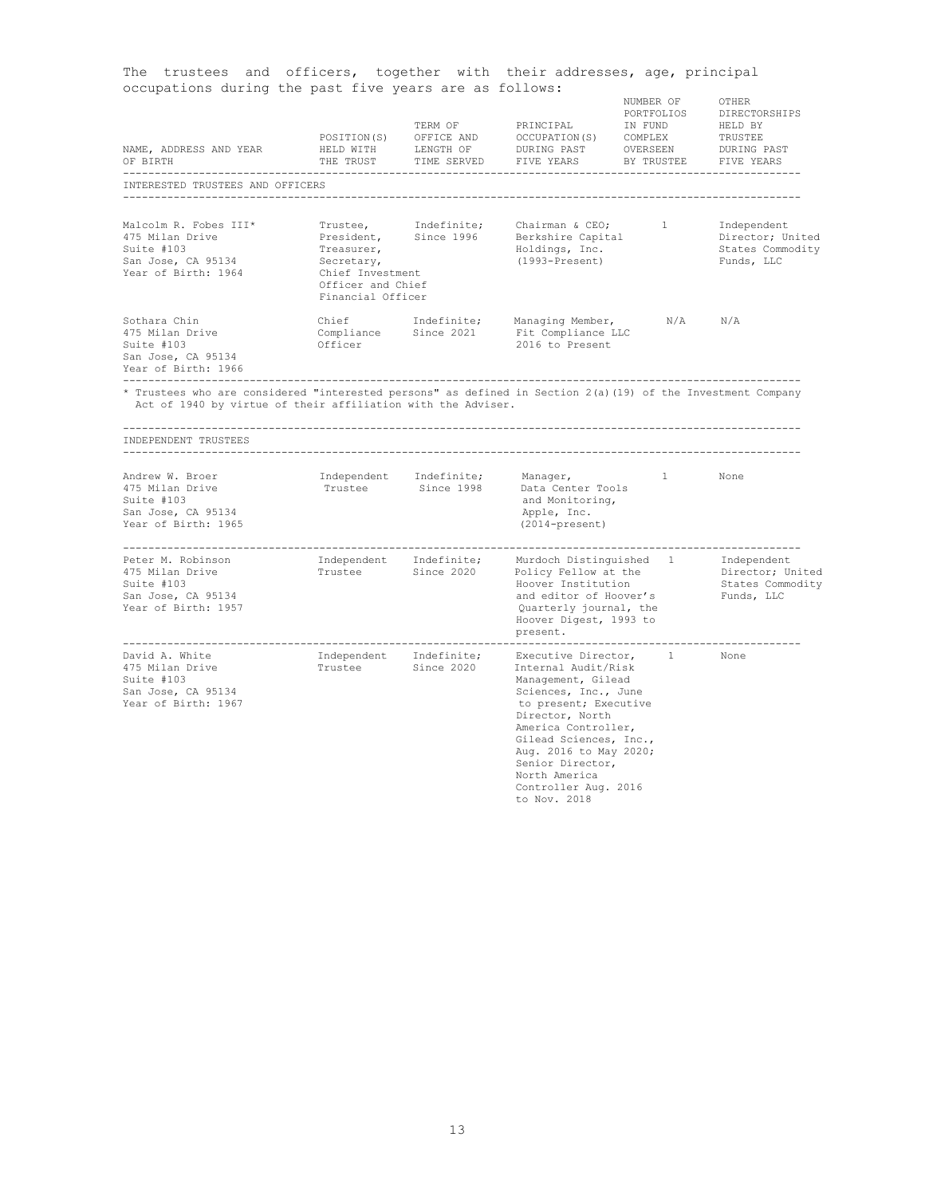The trustees and officers, together with their addresses, age, principal occupations during the past five years are as follows:

| NAME, ADDRESS AND YEAR OF BIRTH | POSITION(S) HELD WITH THE TRUST | TERM OF OFFICE AND LENGTH OF TIME SERVED | PRINCIPAL OCCUPATION(S) DURING PAST FIVE YEARS | NUMBER OF PORTFOLIOS IN FUND COMPLEX OVERSEEN BY TRUSTEE | OTHER DIRECTORSHIPS HELD BY TRUSTEE DURING PAST FIVE YEARS |
|---|---|---|---|---|---|
| **INTERESTED TRUSTEES AND OFFICERS** | | | | | |
| Malcolm R. Fobes III* 475 Milan Drive Suite #103 San Jose, CA 95134 Year of Birth: 1964 | Trustee, President, Treasurer, Secretary, Chief Investment Officer and Chief Financial Officer | Indefinite; Since 1996 | Chairman & CEO; Berkshire Capital Holdings, Inc. (1993-Present) | 1 | Independent Director; United States Commodity Funds, LLC |
| Sothara Chin 475 Milan Drive Suite #103 San Jose, CA 95134 Year of Birth: 1966 | Chief Compliance Officer | Indefinite; Since 2021 | Managing Member, Fit Compliance LLC 2016 to Present | N/A | N/A |

\* Trustees who are considered "interested persons" as defined in Section 2(a)(19) of the Investment Company Act of 1940 by virtue of their affiliation with the Adviser.

| NAME, ADDRESS AND YEAR OF BIRTH | POSITION(S) HELD WITH THE TRUST | TERM OF OFFICE AND LENGTH OF TIME SERVED | PRINCIPAL OCCUPATION(S) DURING PAST FIVE YEARS | NUMBER OF PORTFOLIOS IN FUND COMPLEX OVERSEEN BY TRUSTEE | OTHER DIRECTORSHIPS HELD BY TRUSTEE DURING PAST FIVE YEARS |
|---|---|---|---|---|---|
| **INDEPENDENT TRUSTEES** | | | | | |
| Andrew W. Broer 475 Milan Drive Suite #103 San Jose, CA 95134 Year of Birth: 1965 | Independent Trustee | Indefinite; Since 1998 | Manager, Data Center Tools and Monitoring, Apple, Inc. (2014-present) | 1 | None |
| Peter M. Robinson 475 Milan Drive Suite #103 San Jose, CA 95134 Year of Birth: 1957 | Independent Trustee | Indefinite; Since 2020 | Murdoch Distinguished Policy Fellow at the Hoover Institution and editor of Hoover's Quarterly journal, the Hoover Digest, 1993 to present. | 1 | Independent Director; United States Commodity Funds, LLC |
| David A. White 475 Milan Drive Suite #103 San Jose, CA 95134 Year of Birth: 1967 | Independent Trustee | Indefinite; Since 2020 | Executive Director, Internal Audit/Risk Management, Gilead Sciences, Inc., June to present; Executive Director, North America Controller, Gilead Sciences, Inc., Aug. 2016 to May 2020; Senior Director, North America Controller Aug. 2016 to Nov. 2018 | 1 | None |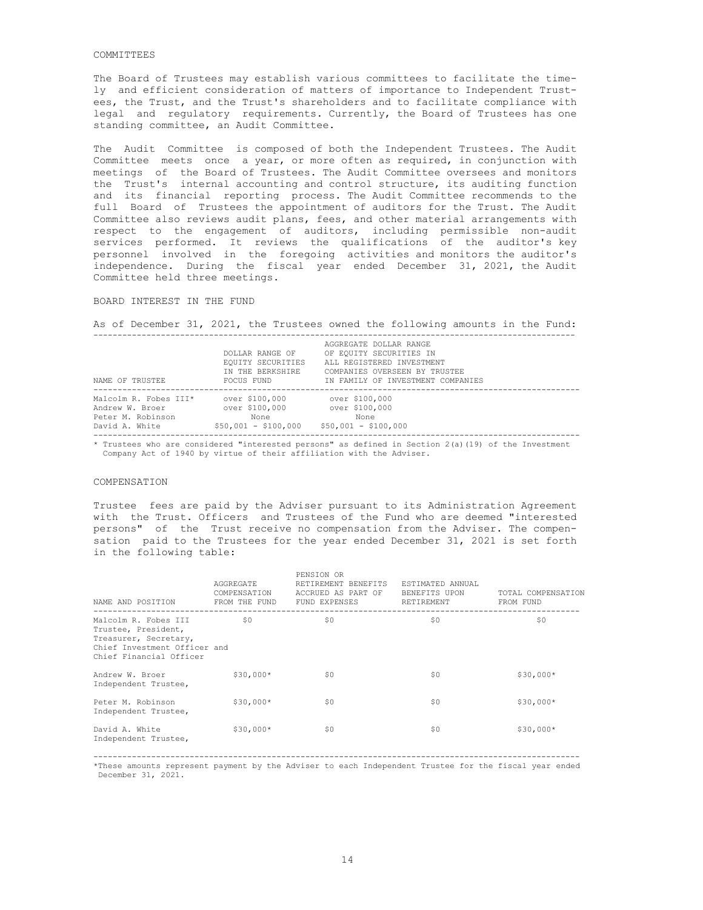## COMMITTEES

The Board of Trustees may establish various committees to facilitate the timely and efficient consideration of matters of importance to Independent Trustees, the Trust, and the Trust's shareholders and to facilitate compliance with legal and regulatory requirements. Currently, the Board of Trustees has one standing committee, an Audit Committee.

The Audit Committee is composed of both the Independent Trustees. The Audit Committee meets once a year, or more often as required, in conjunction with meetings of the Board of Trustees. The Audit Committee oversees and monitors the Trust's internal accounting and control structure, its auditing function and its financial reporting process. The Audit Committee recommends to the full Board of Trustees the appointment of auditors for the Trust. The Audit Committee also reviews audit plans, fees, and other material arrangements with respect to the engagement of auditors, including permissible non-audit services performed. It reviews the qualifications of the auditor's key personnel involved in the foregoing activities and monitors the auditor's independence. During the fiscal year ended December 31, 2021, the Audit Committee held three meetings.

## BOARD INTEREST IN THE FUND

As of December 31, 2021, the Trustees owned the following amounts in the Fund:

| NAME OF TRUSTEE | DOLLAR RANGE OF EQUITY SECURITIES IN THE BERKSHIRE FOCUS FUND | AGGREGATE DOLLAR RANGE OF EQUITY SECURITIES IN ALL REGISTERED INVESTMENT COMPANIES OVERSEEN BY TRUSTEE IN FAMILY OF INVESTMENT COMPANIES |
|---|---|---|
| Malcolm R. Fobes III* | over $100,000 | over $100,000 |
| Andrew W. Broer | over $100,000 | over $100,000 |
| Peter M. Robinson | None | None |
| David A. White | $50,001 - $100,000 | $50,001 - $100,000 |

* Trustees who are considered "interested persons" as defined in Section 2(a)(19) of the Investment Company Act of 1940 by virtue of their affiliation with the Adviser.

## COMPENSATION

Trustee fees are paid by the Adviser pursuant to its Administration Agreement with the Trust. Officers and Trustees of the Fund who are deemed "interested persons" of the Trust receive no compensation from the Adviser. The compensation paid to the Trustees for the year ended December 31, 2021 is set forth in the following table:

| NAME AND POSITION | AGGREGATE COMPENSATION FROM THE FUND | PENSION OR RETIREMENT BENEFITS ACCRUED AS PART OF FUND EXPENSES | ESTIMATED ANNUAL BENEFITS UPON RETIREMENT | TOTAL COMPENSATION FROM FUND |
|---|---|---|---|---|
| Malcolm R. Fobes III Trustee, President, Treasurer, Secretary, Chief Investment Officer and Chief Financial Officer | $0 | $0 | $0 | $0 |
| Andrew W. Broer Independent Trustee, | $30,000* | $0 | $0 | $30,000* |
| Peter M. Robinson Independent Trustee, | $30,000* | $0 | $0 | $30,000* |
| David A. White Independent Trustee, | $30,000* | $0 | $0 | $30,000* |

*These amounts represent payment by the Adviser to each Independent Trustee for the fiscal year ended December 31, 2021.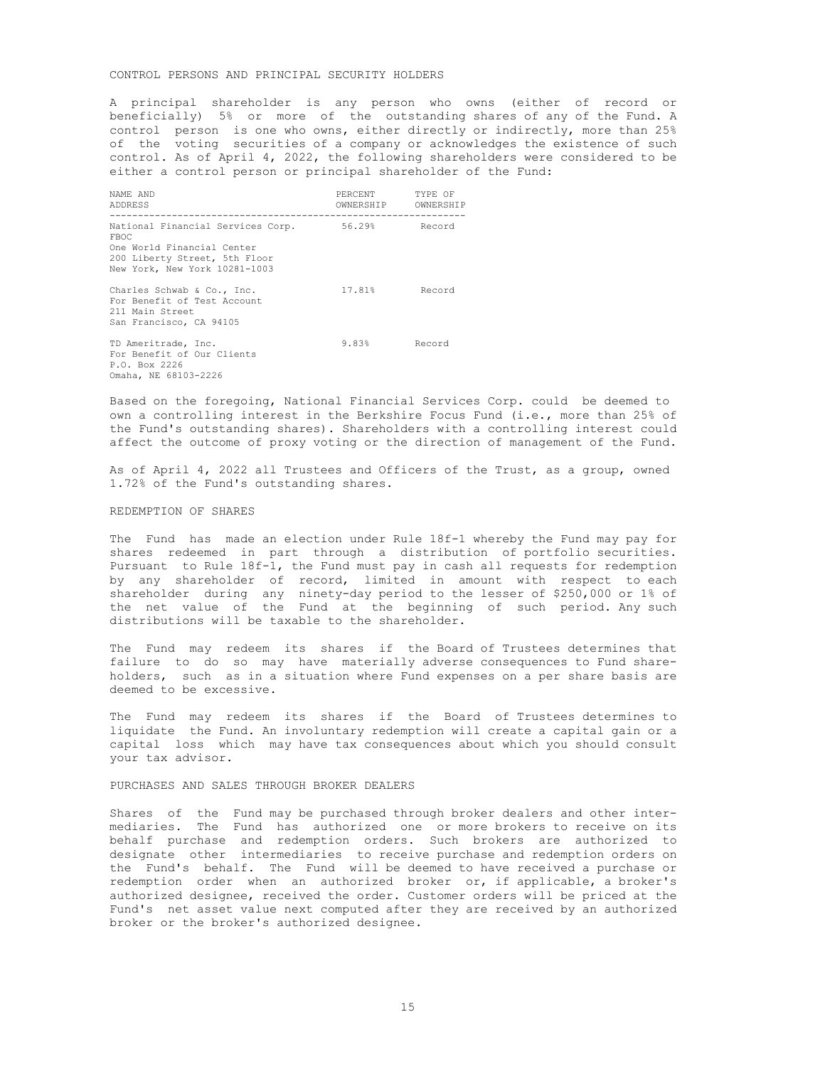## CONTROL PERSONS AND PRINCIPAL SECURITY HOLDERS

A principal shareholder is any person who owns (either of record or beneficially) 5% or more of the outstanding shares of any of the Fund. A control person is one who owns, either directly or indirectly, more than 25% of the voting securities of a company or acknowledges the existence of such control. As of April 4, 2022, the following shareholders were considered to be either a control person or principal shareholder of the Fund:

| NAME AND ADDRESS | PERCENT OWNERSHIP | TYPE OF OWNERSHIP |
|---|---|---|
| National Financial Services Corp. FBOC One World Financial Center 200 Liberty Street, 5th Floor New York, New York 10281-1003 | 56.29% | Record |
| Charles Schwab & Co., Inc. For Benefit of Test Account 211 Main Street San Francisco, CA 94105 | 17.81% | Record |
| TD Ameritrade, Inc. For Benefit of Our Clients P.O. Box 2226 Omaha, NE 68103-2226 | 9.83% | Record |

Based on the foregoing, National Financial Services Corp. could be deemed to own a controlling interest in the Berkshire Focus Fund (i.e., more than 25% of the Fund's outstanding shares). Shareholders with a controlling interest could affect the outcome of proxy voting or the direction of management of the Fund.

As of April 4, 2022 all Trustees and Officers of the Trust, as a group, owned 1.72% of the Fund's outstanding shares.

## REDEMPTION OF SHARES

The Fund has made an election under Rule 18f-1 whereby the Fund may pay for shares redeemed in part through a distribution of portfolio securities. Pursuant to Rule 18f-1, the Fund must pay in cash all requests for redemption by any shareholder of record, limited in amount with respect to each shareholder during any ninety-day period to the lesser of $250,000 or 1% of the net value of the Fund at the beginning of such period. Any such distributions will be taxable to the shareholder.

The Fund may redeem its shares if the Board of Trustees determines that failure to do so may have materially adverse consequences to Fund shareholders, such as in a situation where Fund expenses on a per share basis are deemed to be excessive.

The Fund may redeem its shares if the Board of Trustees determines to liquidate the Fund. An involuntary redemption will create a capital gain or a capital loss which may have tax consequences about which you should consult your tax advisor.

## PURCHASES AND SALES THROUGH BROKER DEALERS

Shares of the Fund may be purchased through broker dealers and other intermediaries. The Fund has authorized one or more brokers to receive on its behalf purchase and redemption orders. Such brokers are authorized to designate other intermediaries to receive purchase and redemption orders on the Fund's behalf. The Fund will be deemed to have received a purchase or redemption order when an authorized broker or, if applicable, a broker's authorized designee, received the order. Customer orders will be priced at the Fund's net asset value next computed after they are received by an authorized broker or the broker's authorized designee.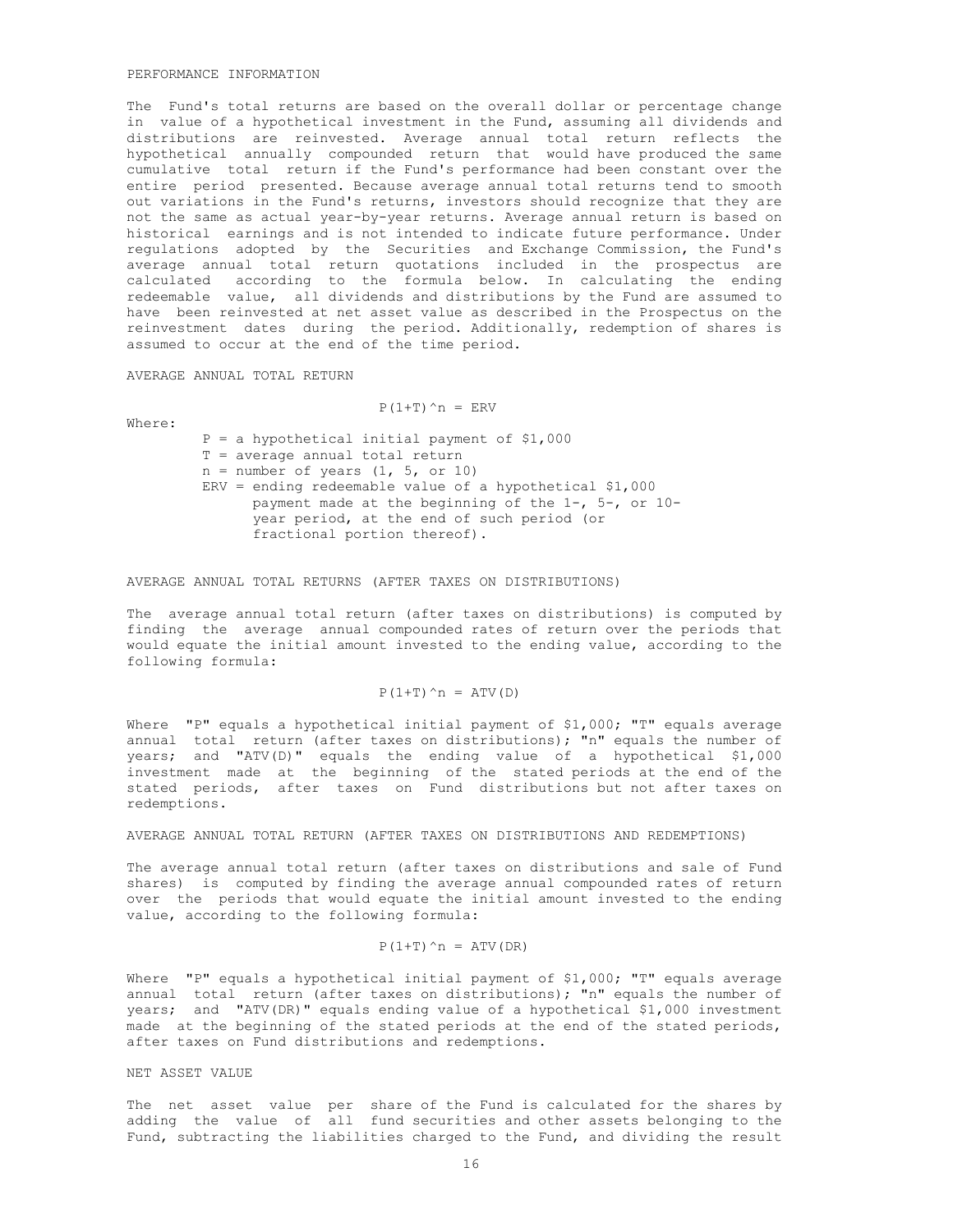## PERFORMANCE INFORMATION

The Fund's total returns are based on the overall dollar or percentage change in value of a hypothetical investment in the Fund, assuming all dividends and distributions are reinvested. Average annual total return reflects the hypothetical annually compounded return that would have produced the same cumulative total return if the Fund's performance had been constant over the entire period presented. Because average annual total returns tend to smooth out variations in the Fund's returns, investors should recognize that they are not the same as actual year-by-year returns. Average annual return is based on historical earnings and is not intended to indicate future performance. Under regulations adopted by the Securities and Exchange Commission, the Fund's average annual total return quotations included in the prospectus are calculated according to the formula below. In calculating the ending redeemable value, all dividends and distributions by the Fund are assumed to have been reinvested at net asset value as described in the Prospectus on the reinvestment dates during the period. Additionally, redemption of shares is assumed to occur at the end of the time period.

### AVERAGE ANNUAL TOTAL RETURN

$$P(1+T)^n = ERV$$

Where:

- $P$ = a hypothetical initial payment of $1,000
- $T$ = average annual total return
- $n$ = number of years (1, 5, or 10)
- $ERV$ = ending redeemable value of a hypothetical $1,000 payment made at the beginning of the 1-, 5-, or 10-year period, at the end of such period (or fractional portion thereof).

### AVERAGE ANNUAL TOTAL RETURNS (AFTER TAXES ON DISTRIBUTIONS)

The average annual total return (after taxes on distributions) is computed by finding the average annual compounded rates of return over the periods that would equate the initial amount invested to the ending value, according to the following formula:

$$P(1+T)^n = ATV(D)$$

Where "P" equals a hypothetical initial payment of $1,000; "T" equals average annual total return (after taxes on distributions); "n" equals the number of years; and "ATV(D)" equals the ending value of a hypothetical $1,000 investment made at the beginning of the stated periods at the end of the stated periods, after taxes on Fund distributions but not after taxes on redemptions.

### AVERAGE ANNUAL TOTAL RETURN (AFTER TAXES ON DISTRIBUTIONS AND REDEMPTIONS)

The average annual total return (after taxes on distributions and sale of Fund shares) is computed by finding the average annual compounded rates of return over the periods that would equate the initial amount invested to the ending value, according to the following formula:

$$P(1+T)^n = ATV(DR)$$

Where "P" equals a hypothetical initial payment of $1,000; "T" equals average annual total return (after taxes on distributions); "n" equals the number of years; and "ATV(DR)" equals ending value of a hypothetical $1,000 investment made at the beginning of the stated periods at the end of the stated periods, after taxes on Fund distributions and redemptions.

## NET ASSET VALUE

The net asset value per share of the Fund is calculated for the shares by adding the value of all fund securities and other assets belonging to the Fund, subtracting the liabilities charged to the Fund, and dividing the result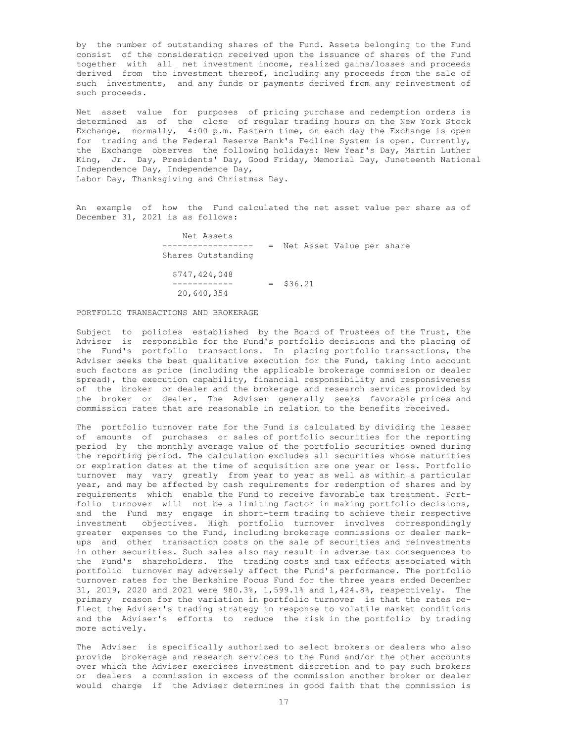by the number of outstanding shares of the Fund. Assets belonging to the Fund consist of the consideration received upon the issuance of shares of the Fund together with all net investment income, realized gains/losses and proceeds derived from the investment thereof, including any proceeds from the sale of such investments, and any funds or payments derived from any reinvestment of such proceeds.

Net asset value for purposes of pricing purchase and redemption orders is determined as of the close of regular trading hours on the New York Stock Exchange, normally, 4:00 p.m. Eastern time, on each day the Exchange is open for trading and the Federal Reserve Bank's Fedline System is open. Currently, the Exchange observes the following holidays: New Year's Day, Martin Luther King, Jr. Day, Presidents' Day, Good Friday, Memorial Day, Juneteenth National Independence Day, Independence Day, Labor Day, Thanksgiving and Christmas Day.

An example of how the Fund calculated the net asset value per share as of December 31, 2021 is as follows:

$$\frac{\text{Net Assets}}{\text{Shares Outstanding}} = \text{Net Asset Value per share}$$

$$\frac{\$747{,}424{,}048}{20{,}640{,}354} = \$36.21$$

PORTFOLIO TRANSACTIONS AND BROKERAGE

Subject to policies established by the Board of Trustees of the Trust, the Adviser is responsible for the Fund's portfolio decisions and the placing of the Fund's portfolio transactions. In placing portfolio transactions, the Adviser seeks the best qualitative execution for the Fund, taking into account such factors as price (including the applicable brokerage commission or dealer spread), the execution capability, financial responsibility and responsiveness of the broker or dealer and the brokerage and research services provided by the broker or dealer. The Adviser generally seeks favorable prices and commission rates that are reasonable in relation to the benefits received.

The portfolio turnover rate for the Fund is calculated by dividing the lesser of amounts of purchases or sales of portfolio securities for the reporting period by the monthly average value of the portfolio securities owned during the reporting period. The calculation excludes all securities whose maturities or expiration dates at the time of acquisition are one year or less. Portfolio turnover may vary greatly from year to year as well as within a particular year, and may be affected by cash requirements for redemption of shares and by requirements which enable the Fund to receive favorable tax treatment. Portfolio turnover will not be a limiting factor in making portfolio decisions, and the Fund may engage in short-term trading to achieve their respective investment objectives. High portfolio turnover involves correspondingly greater expenses to the Fund, including brokerage commissions or dealer markups and other transaction costs on the sale of securities and reinvestments in other securities. Such sales also may result in adverse tax consequences to the Fund's shareholders. The trading costs and tax effects associated with portfolio turnover may adversely affect the Fund's performance. The portfolio turnover rates for the Berkshire Focus Fund for the three years ended December 31, 2019, 2020 and 2021 were 980.3%, 1,599.1% and 1,424.8%, respectively. The primary reason for the variation in portfolio turnover is that the rates reflect the Adviser's trading strategy in response to volatile market conditions and the Adviser's efforts to reduce the risk in the portfolio by trading more actively.

The Adviser is specifically authorized to select brokers or dealers who also provide brokerage and research services to the Fund and/or the other accounts over which the Adviser exercises investment discretion and to pay such brokers or dealers a commission in excess of the commission another broker or dealer would charge if the Adviser determines in good faith that the commission is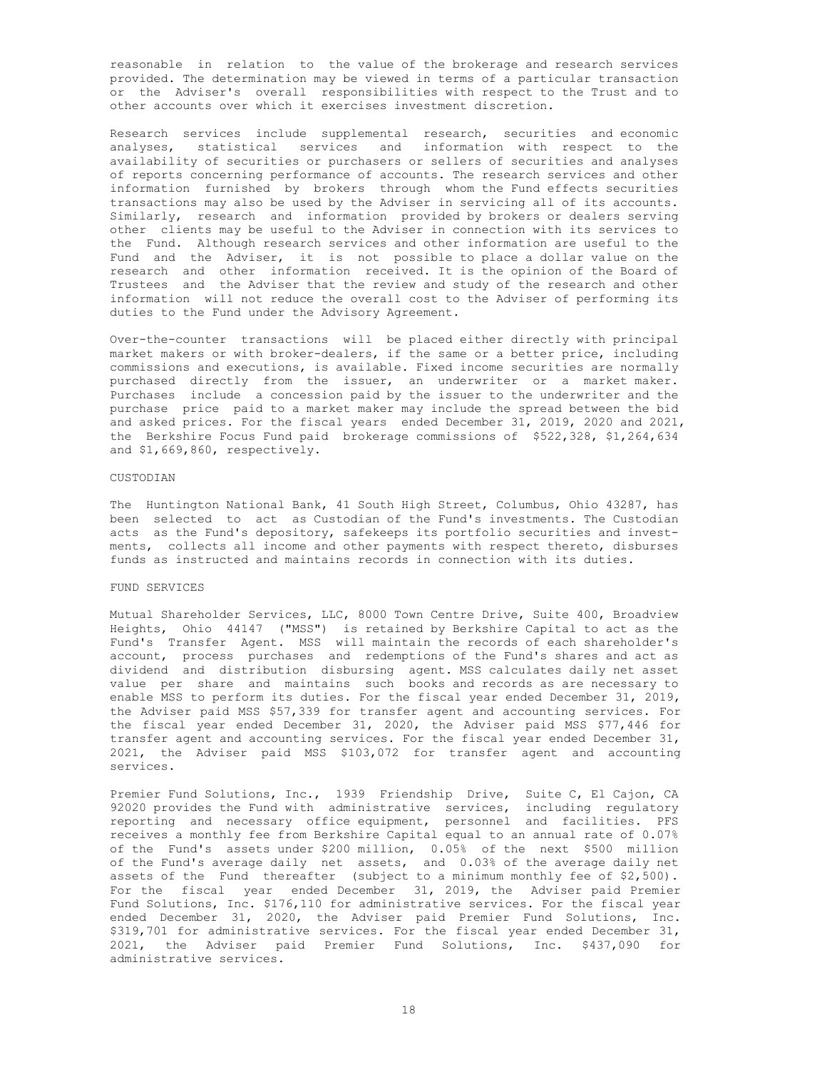reasonable in relation to the value of the brokerage and research services provided. The determination may be viewed in terms of a particular transaction or the Adviser's overall responsibilities with respect to the Trust and to other accounts over which it exercises investment discretion.

Research services include supplemental research, securities and economic analyses, statistical services and information with respect to the availability of securities or purchasers or sellers of securities and analyses of reports concerning performance of accounts. The research services and other information furnished by brokers through whom the Fund effects securities transactions may also be used by the Adviser in servicing all of its accounts. Similarly, research and information provided by brokers or dealers serving other clients may be useful to the Adviser in connection with its services to the Fund. Although research services and other information are useful to the Fund and the Adviser, it is not possible to place a dollar value on the research and other information received. It is the opinion of the Board of Trustees and the Adviser that the review and study of the research and other information will not reduce the overall cost to the Adviser of performing its duties to the Fund under the Advisory Agreement.

Over-the-counter transactions will be placed either directly with principal market makers or with broker-dealers, if the same or a better price, including commissions and executions, is available. Fixed income securities are normally purchased directly from the issuer, an underwriter or a market maker. Purchases include a concession paid by the issuer to the underwriter and the purchase price paid to a market maker may include the spread between the bid and asked prices. For the fiscal years ended December 31, 2019, 2020 and 2021, the Berkshire Focus Fund paid brokerage commissions of $522,328, $1,264,634 and $1,669,860, respectively.

## CUSTODIAN

The Huntington National Bank, 41 South High Street, Columbus, Ohio 43287, has been selected to act as Custodian of the Fund's investments. The Custodian acts as the Fund's depository, safekeeps its portfolio securities and investments, collects all income and other payments with respect thereto, disburses funds as instructed and maintains records in connection with its duties.

## FUND SERVICES

Mutual Shareholder Services, LLC, 8000 Town Centre Drive, Suite 400, Broadview Heights, Ohio 44147 ("MSS") is retained by Berkshire Capital to act as the Fund's Transfer Agent. MSS will maintain the records of each shareholder's account, process purchases and redemptions of the Fund's shares and act as dividend and distribution disbursing agent. MSS calculates daily net asset value per share and maintains such books and records as are necessary to enable MSS to perform its duties. For the fiscal year ended December 31, 2019, the Adviser paid MSS $57,339 for transfer agent and accounting services. For the fiscal year ended December 31, 2020, the Adviser paid MSS $77,446 for transfer agent and accounting services. For the fiscal year ended December 31, 2021, the Adviser paid MSS $103,072 for transfer agent and accounting services.

Premier Fund Solutions, Inc., 1939 Friendship Drive, Suite C, El Cajon, CA 92020 provides the Fund with administrative services, including regulatory reporting and necessary office equipment, personnel and facilities. PFS receives a monthly fee from Berkshire Capital equal to an annual rate of 0.07% of the Fund's assets under $200 million, 0.05% of the next $500 million of the Fund's average daily net assets, and 0.03% of the average daily net assets of the Fund thereafter (subject to a minimum monthly fee of $2,500). For the fiscal year ended December 31, 2019, the Adviser paid Premier Fund Solutions, Inc. $176,110 for administrative services. For the fiscal year ended December 31, 2020, the Adviser paid Premier Fund Solutions, Inc. $319,701 for administrative services. For the fiscal year ended December 31, 2021, the Adviser paid Premier Fund Solutions, Inc. $437,090 for administrative services.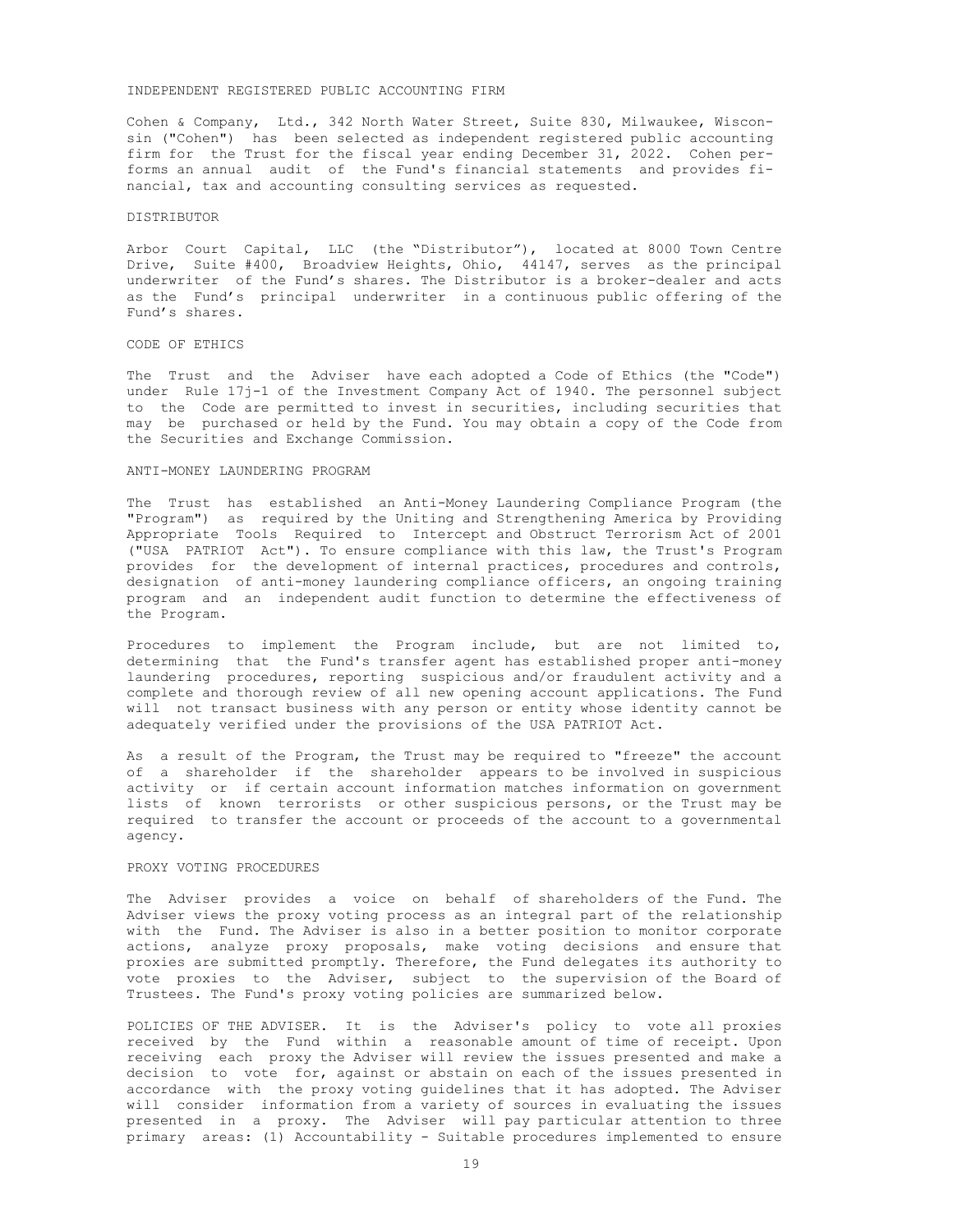## INDEPENDENT REGISTERED PUBLIC ACCOUNTING FIRM

Cohen & Company, Ltd., 342 North Water Street, Suite 830, Milwaukee, Wisconsin ("Cohen") has been selected as independent registered public accounting firm for the Trust for the fiscal year ending December 31, 2022. Cohen performs an annual audit of the Fund's financial statements and provides financial, tax and accounting consulting services as requested.

## DISTRIBUTOR

Arbor Court Capital, LLC (the "Distributor"), located at 8000 Town Centre Drive, Suite #400, Broadview Heights, Ohio, 44147, serves as the principal underwriter of the Fund's shares. The Distributor is a broker-dealer and acts as the Fund's principal underwriter in a continuous public offering of the Fund's shares.

## CODE OF ETHICS

The Trust and the Adviser have each adopted a Code of Ethics (the "Code") under Rule 17j-1 of the Investment Company Act of 1940. The personnel subject to the Code are permitted to invest in securities, including securities that may be purchased or held by the Fund. You may obtain a copy of the Code from the Securities and Exchange Commission.

## ANTI-MONEY LAUNDERING PROGRAM

The Trust has established an Anti-Money Laundering Compliance Program (the "Program") as required by the Uniting and Strengthening America by Providing Appropriate Tools Required to Intercept and Obstruct Terrorism Act of 2001 ("USA PATRIOT Act"). To ensure compliance with this law, the Trust's Program provides for the development of internal practices, procedures and controls, designation of anti-money laundering compliance officers, an ongoing training program and an independent audit function to determine the effectiveness of the Program.

Procedures to implement the Program include, but are not limited to, determining that the Fund's transfer agent has established proper anti-money laundering procedures, reporting suspicious and/or fraudulent activity and a complete and thorough review of all new opening account applications. The Fund will not transact business with any person or entity whose identity cannot be adequately verified under the provisions of the USA PATRIOT Act.

As a result of the Program, the Trust may be required to "freeze" the account of a shareholder if the shareholder appears to be involved in suspicious activity or if certain account information matches information on government lists of known terrorists or other suspicious persons, or the Trust may be required to transfer the account or proceeds of the account to a governmental agency.

## PROXY VOTING PROCEDURES

The Adviser provides a voice on behalf of shareholders of the Fund. The Adviser views the proxy voting process as an integral part of the relationship with the Fund. The Adviser is also in a better position to monitor corporate actions, analyze proxy proposals, make voting decisions and ensure that proxies are submitted promptly. Therefore, the Fund delegates its authority to vote proxies to the Adviser, subject to the supervision of the Board of Trustees. The Fund's proxy voting policies are summarized below.

POLICIES OF THE ADVISER. It is the Adviser's policy to vote all proxies received by the Fund within a reasonable amount of time of receipt. Upon receiving each proxy the Adviser will review the issues presented and make a decision to vote for, against or abstain on each of the issues presented in accordance with the proxy voting guidelines that it has adopted. The Adviser will consider information from a variety of sources in evaluating the issues presented in a proxy. The Adviser will pay particular attention to three primary areas: (1) Accountability - Suitable procedures implemented to ensure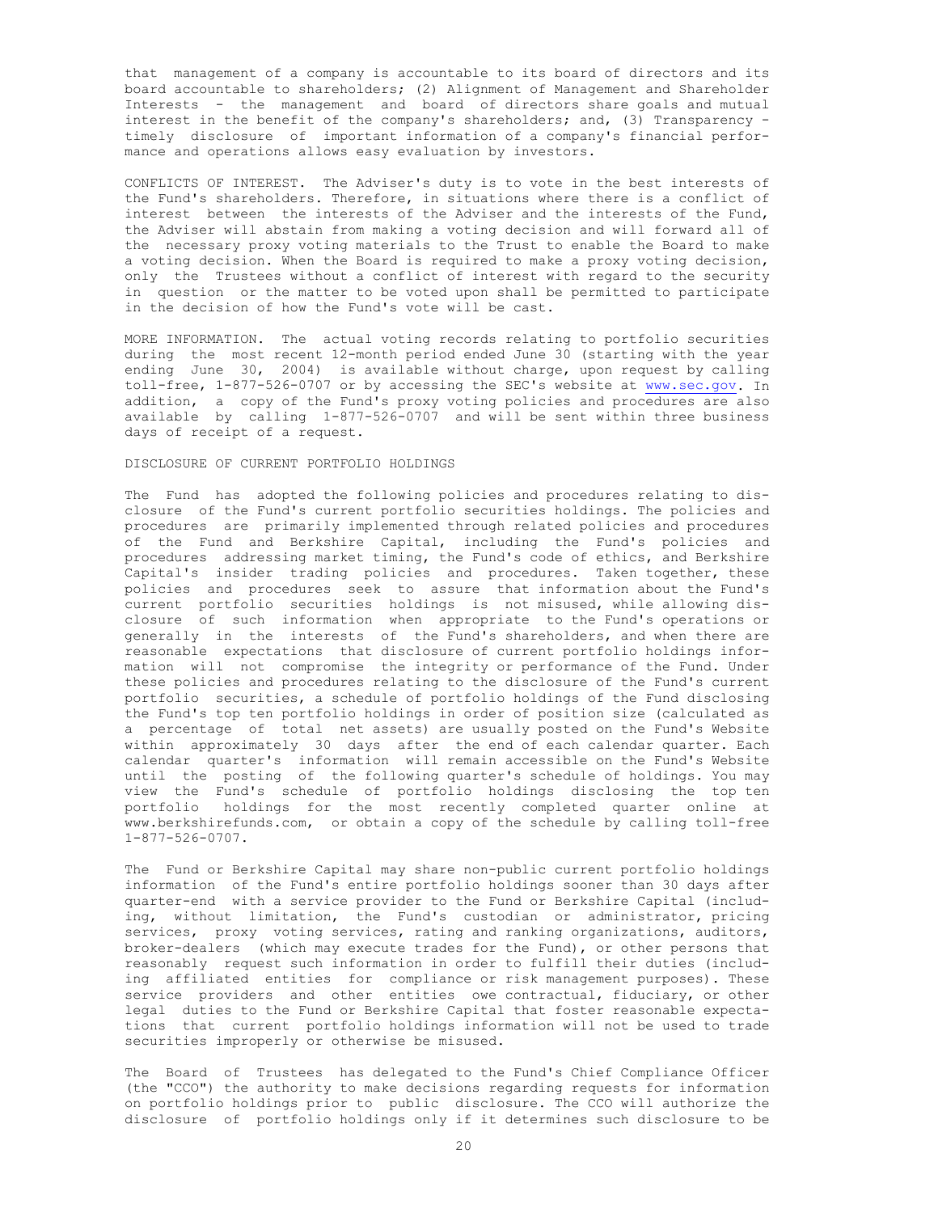that management of a company is accountable to its board of directors and its board accountable to shareholders; (2) Alignment of Management and Shareholder Interests - the management and board of directors share goals and mutual interest in the benefit of the company's shareholders; and, (3) Transparency - timely disclosure of important information of a company's financial performance and operations allows easy evaluation by investors.

CONFLICTS OF INTEREST. The Adviser's duty is to vote in the best interests of the Fund's shareholders. Therefore, in situations where there is a conflict of interest between the interests of the Adviser and the interests of the Fund, the Adviser will abstain from making a voting decision and will forward all of the necessary proxy voting materials to the Trust to enable the Board to make a voting decision. When the Board is required to make a proxy voting decision, only the Trustees without a conflict of interest with regard to the security in question or the matter to be voted upon shall be permitted to participate in the decision of how the Fund's vote will be cast.

MORE INFORMATION. The actual voting records relating to portfolio securities during the most recent 12-month period ended June 30 (starting with the year ending June 30, 2004) is available without charge, upon request by calling toll-free, 1-877-526-0707 or by accessing the SEC's website at www.sec.gov. In addition, a copy of the Fund's proxy voting policies and procedures are also available by calling 1-877-526-0707 and will be sent within three business days of receipt of a request.

DISCLOSURE OF CURRENT PORTFOLIO HOLDINGS

The Fund has adopted the following policies and procedures relating to disclosure of the Fund's current portfolio securities holdings. The policies and procedures are primarily implemented through related policies and procedures of the Fund and Berkshire Capital, including the Fund's policies and procedures addressing market timing, the Fund's code of ethics, and Berkshire Capital's insider trading policies and procedures. Taken together, these policies and procedures seek to assure that information about the Fund's current portfolio securities holdings is not misused, while allowing disclosure of such information when appropriate to the Fund's operations or generally in the interests of the Fund's shareholders, and when there are reasonable expectations that disclosure of current portfolio holdings information will not compromise the integrity or performance of the Fund. Under these policies and procedures relating to the disclosure of the Fund's current portfolio securities, a schedule of portfolio holdings of the Fund disclosing the Fund's top ten portfolio holdings in order of position size (calculated as a percentage of total net assets) are usually posted on the Fund's Website within approximately 30 days after the end of each calendar quarter. Each calendar quarter's information will remain accessible on the Fund's Website until the posting of the following quarter's schedule of holdings. You may view the Fund's schedule of portfolio holdings disclosing the top ten portfolio holdings for the most recently completed quarter online at www.berkshirefunds.com, or obtain a copy of the schedule by calling toll-free 1-877-526-0707.

The Fund or Berkshire Capital may share non-public current portfolio holdings information of the Fund's entire portfolio holdings sooner than 30 days after quarter-end with a service provider to the Fund or Berkshire Capital (including, without limitation, the Fund's custodian or administrator, pricing services, proxy voting services, rating and ranking organizations, auditors, broker-dealers (which may execute trades for the Fund), or other persons that reasonably request such information in order to fulfill their duties (including affiliated entities for compliance or risk management purposes). These service providers and other entities owe contractual, fiduciary, or other legal duties to the Fund or Berkshire Capital that foster reasonable expectations that current portfolio holdings information will not be used to trade securities improperly or otherwise be misused.

The Board of Trustees has delegated to the Fund's Chief Compliance Officer (the "CCO") the authority to make decisions regarding requests for information on portfolio holdings prior to public disclosure. The CCO will authorize the disclosure of portfolio holdings only if it determines such disclosure to be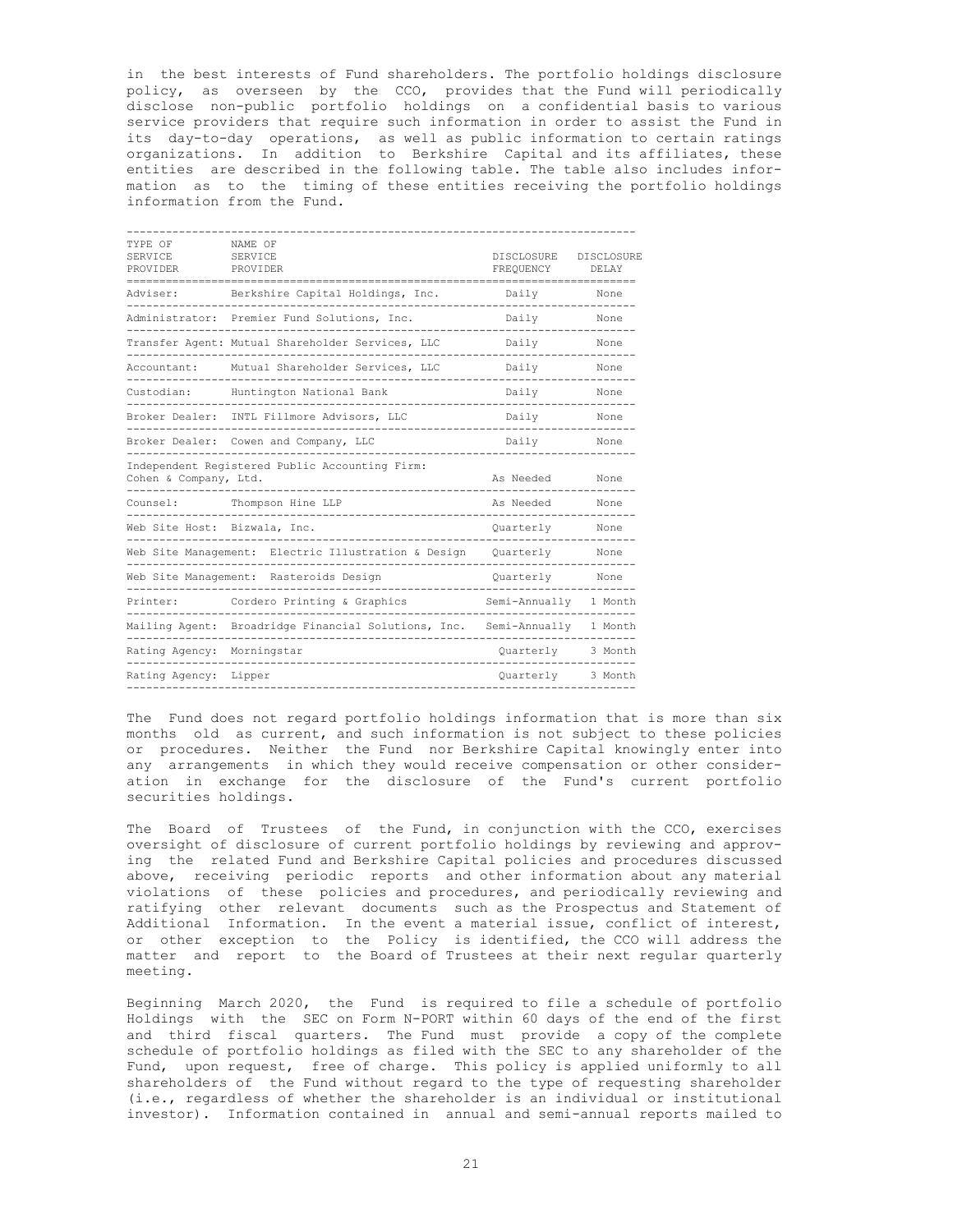in the best interests of Fund shareholders. The portfolio holdings disclosure policy, as overseen by the CCO, provides that the Fund will periodically disclose non-public portfolio holdings on a confidential basis to various service providers that require such information in order to assist the Fund in its day-to-day operations, as well as public information to certain ratings organizations. In addition to Berkshire Capital and its affiliates, these entities are described in the following table. The table also includes information as to the timing of these entities receiving the portfolio holdings information from the Fund.

| TYPE OF SERVICE PROVIDER | NAME OF SERVICE PROVIDER | DISCLOSURE FREQUENCY | DISCLOSURE DELAY |
|---|---|---|---|
| Adviser: | Berkshire Capital Holdings, Inc. | Daily | None |
| Administrator: | Premier Fund Solutions, Inc. | Daily | None |
| Transfer Agent: | Mutual Shareholder Services, LLC | Daily | None |
| Accountant: | Mutual Shareholder Services, LLC | Daily | None |
| Custodian: | Huntington National Bank | Daily | None |
| Broker Dealer: | INTL Fillmore Advisors, LLC | Daily | None |
| Broker Dealer: | Cowen and Company, LLC | Daily | None |
| Independent Registered Public Accounting Firm: | Cohen & Company, Ltd. | As Needed | None |
| Counsel: | Thompson Hine LLP | As Needed | None |
| Web Site Host: | Bizwala, Inc. | Quarterly | None |
| Web Site Management: | Electric Illustration & Design | Quarterly | None |
| Web Site Management: | Rasteroids Design | Quarterly | None |
| Printer: | Cordero Printing & Graphics | Semi-Annually | 1 Month |
| Mailing Agent: | Broadridge Financial Solutions, Inc. | Semi-Annually | 1 Month |
| Rating Agency: | Morningstar | Quarterly | 3 Month |
| Rating Agency: | Lipper | Quarterly | 3 Month |

The Fund does not regard portfolio holdings information that is more than six months old as current, and such information is not subject to these policies or procedures. Neither the Fund nor Berkshire Capital knowingly enter into any arrangements in which they would receive compensation or other consideration in exchange for the disclosure of the Fund's current portfolio securities holdings.

The Board of Trustees of the Fund, in conjunction with the CCO, exercises oversight of disclosure of current portfolio holdings by reviewing and approving the related Fund and Berkshire Capital policies and procedures discussed above, receiving periodic reports and other information about any material violations of these policies and procedures, and periodically reviewing and ratifying other relevant documents such as the Prospectus and Statement of Additional Information. In the event a material issue, conflict of interest, or other exception to the Policy is identified, the CCO will address the matter and report to the Board of Trustees at their next regular quarterly meeting.

Beginning March 2020, the Fund is required to file a schedule of portfolio Holdings with the SEC on Form N-PORT within 60 days of the end of the first and third fiscal quarters. The Fund must provide a copy of the complete schedule of portfolio holdings as filed with the SEC to any shareholder of the Fund, upon request, free of charge. This policy is applied uniformly to all shareholders of the Fund without regard to the type of requesting shareholder (i.e., regardless of whether the shareholder is an individual or institutional investor). Information contained in annual and semi-annual reports mailed to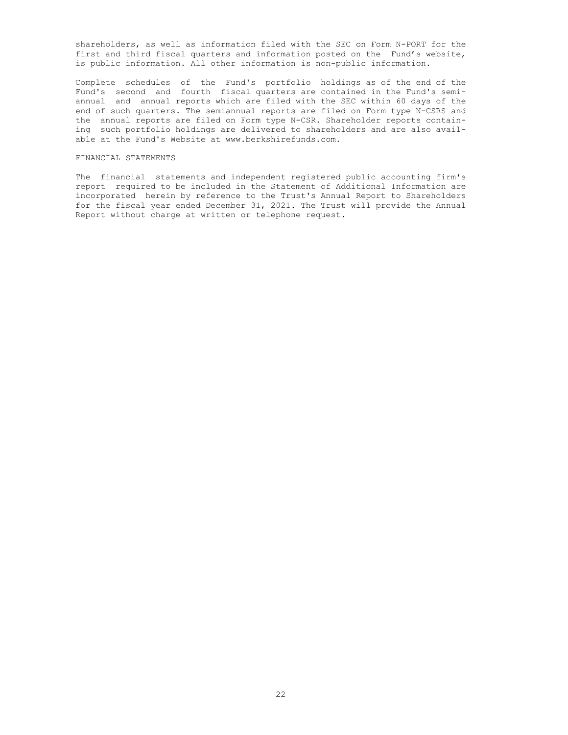shareholders, as well as information filed with the SEC on Form N-PORT for the first and third fiscal quarters and information posted on the Fund's website, is public information. All other information is non-public information.

Complete schedules of the Fund's portfolio holdings as of the end of the Fund's second and fourth fiscal quarters are contained in the Fund's semi-annual and annual reports which are filed with the SEC within 60 days of the end of such quarters. The semiannual reports are filed on Form type N-CSRS and the annual reports are filed on Form type N-CSR. Shareholder reports containing such portfolio holdings are delivered to shareholders and are also available at the Fund's Website at www.berkshirefunds.com.

## FINANCIAL STATEMENTS

The financial statements and independent registered public accounting firm's report required to be included in the Statement of Additional Information are incorporated herein by reference to the Trust's Annual Report to Shareholders for the fiscal year ended December 31, 2021. The Trust will provide the Annual Report without charge at written or telephone request.